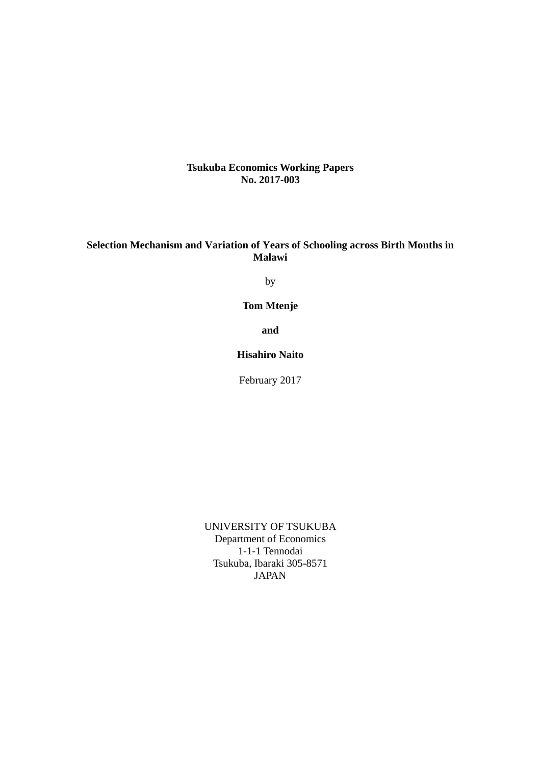**Tsukuba Economics Working Papers**
**No. 2017-003**

# Selection Mechanism and Variation of Years of Schooling across Birth Months in Malawi

by

**Tom Mtenje**

**and**

**Hisahiro Naito**

February 2017

UNIVERSITY OF TSUKUBA
Department of Economics
1-1-1 Tennodai
Tsukuba, Ibaraki 305-8571
JAPAN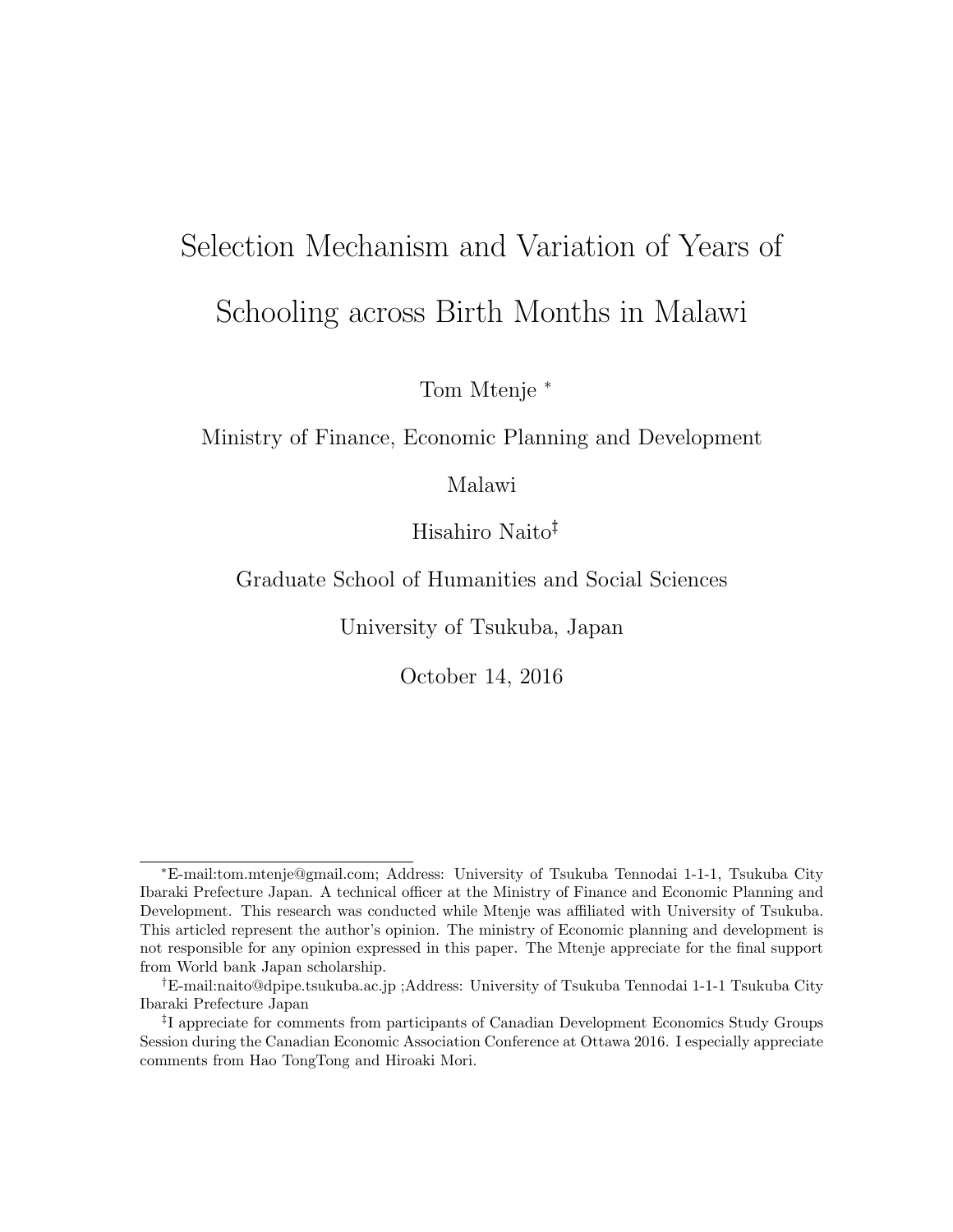# Selection Mechanism and Variation of Years of Schooling across Birth Months in Malawi

Tom Mtenje [*]

Ministry of Finance, Economic Planning and Development

Malawi

Hisahiro Naito[‡]

Graduate School of Humanities and Social Sciences

University of Tsukuba, Japan

October 14, 2016

---

[*] E-mail:tom.mtenje@gmail.com; Address: University of Tsukuba Tennodai 1-1-1, Tsukuba City Ibaraki Prefecture Japan. A technical officer at the Ministry of Finance and Economic Planning and Development. This research was conducted while Mtenje was affiliated with University of Tsukuba. This articled represent the author's opinion. The ministry of Economic planning and development is not responsible for any opinion expressed in this paper. The Mtenje appreciate for the final support from World bank Japan scholarship.

[†] E-mail:naito@dpipe.tsukuba.ac.jp ;Address: University of Tsukuba Tennodai 1-1-1 Tsukuba City Ibaraki Prefecture Japan

[‡] I appreciate for comments from participants of Canadian Development Economics Study Groups Session during the Canadian Economic Association Conference at Ottawa 2016. I especially appreciate comments from Hao TongTong and Hiroaki Mori.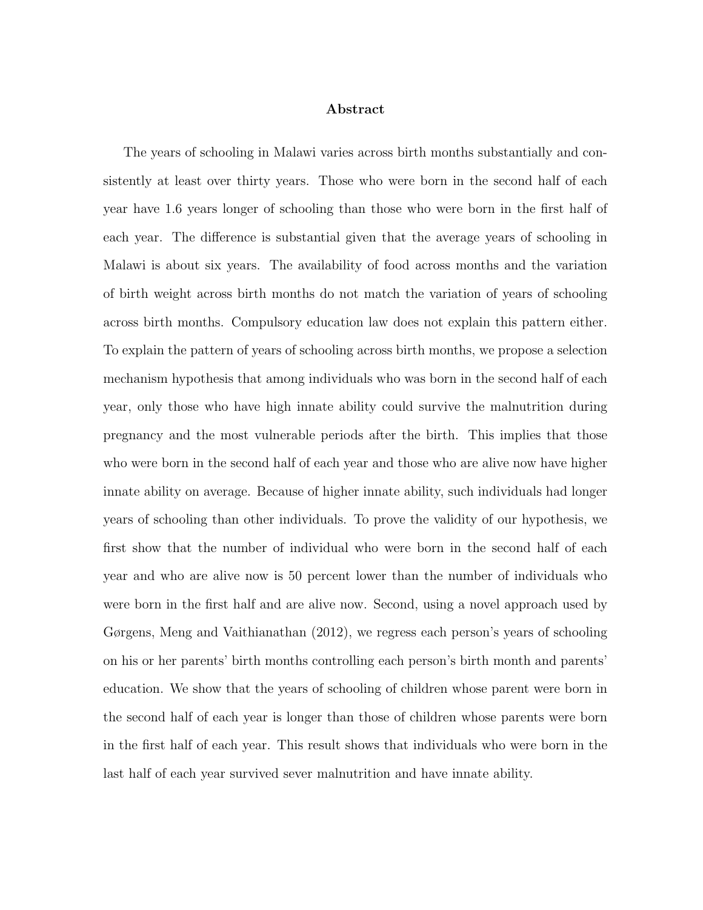## Abstract

The years of schooling in Malawi varies across birth months substantially and consistently at least over thirty years. Those who were born in the second half of each year have 1.6 years longer of schooling than those who were born in the first half of each year. The difference is substantial given that the average years of schooling in Malawi is about six years. The availability of food across months and the variation of birth weight across birth months do not match the variation of years of schooling across birth months. Compulsory education law does not explain this pattern either. To explain the pattern of years of schooling across birth months, we propose a selection mechanism hypothesis that among individuals who was born in the second half of each year, only those who have high innate ability could survive the malnutrition during pregnancy and the most vulnerable periods after the birth. This implies that those who were born in the second half of each year and those who are alive now have higher innate ability on average. Because of higher innate ability, such individuals had longer years of schooling than other individuals. To prove the validity of our hypothesis, we first show that the number of individual who were born in the second half of each year and who are alive now is 50 percent lower than the number of individuals who were born in the first half and are alive now. Second, using a novel approach used by Gørgens, Meng and Vaithianathan (2012), we regress each person's years of schooling on his or her parents' birth months controlling each person's birth month and parents' education. We show that the years of schooling of children whose parent were born in the second half of each year is longer than those of children whose parents were born in the first half of each year. This result shows that individuals who were born in the last half of each year survived sever malnutrition and have innate ability.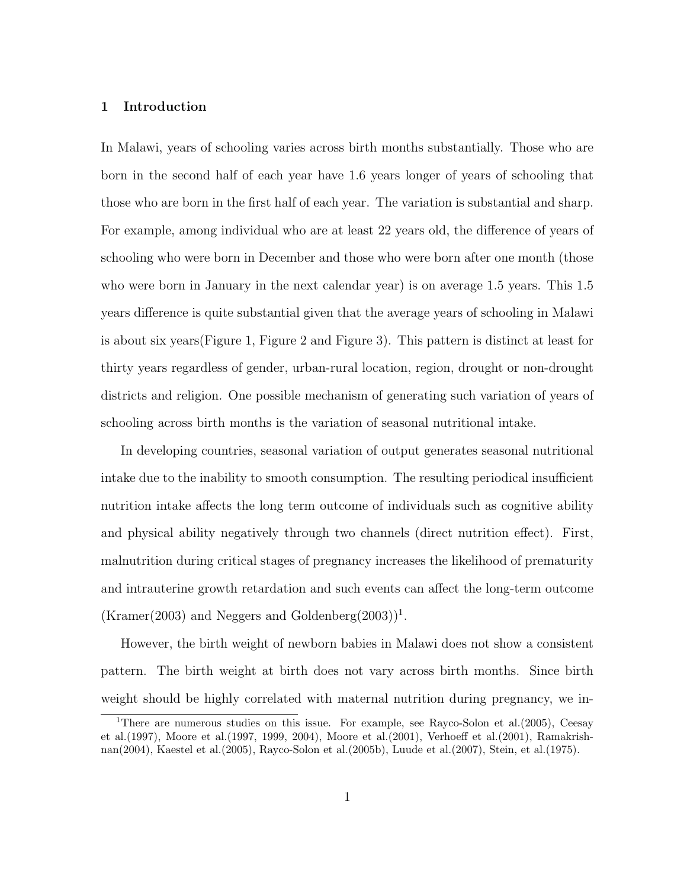## 1 Introduction

In Malawi, years of schooling varies across birth months substantially. Those who are born in the second half of each year have 1.6 years longer of years of schooling that those who are born in the first half of each year. The variation is substantial and sharp. For example, among individual who are at least 22 years old, the difference of years of schooling who were born in December and those who were born after one month (those who were born in January in the next calendar year) is on average 1.5 years. This 1.5 years difference is quite substantial given that the average years of schooling in Malawi is about six years(Figure 1, Figure 2 and Figure 3). This pattern is distinct at least for thirty years regardless of gender, urban-rural location, region, drought or non-drought districts and religion. One possible mechanism of generating such variation of years of schooling across birth months is the variation of seasonal nutritional intake.

In developing countries, seasonal variation of output generates seasonal nutritional intake due to the inability to smooth consumption. The resulting periodical insufficient nutrition intake affects the long term outcome of individuals such as cognitive ability and physical ability negatively through two channels (direct nutrition effect). First, malnutrition during critical stages of pregnancy increases the likelihood of prematurity and intrauterine growth retardation and such events can affect the long-term outcome (Kramer(2003) and Neggers and Goldenberg(2003))[1].

However, the birth weight of newborn babies in Malawi does not show a consistent pattern. The birth weight at birth does not vary across birth months. Since birth weight should be highly correlated with maternal nutrition during pregnancy, we in-

[1] There are numerous studies on this issue. For example, see Rayco-Solon et al.(2005), Ceesay et al.(1997), Moore et al.(1997, 1999, 2004), Moore et al.(2001), Verhoeff et al.(2001), Ramakrishnan(2004), Kaestel et al.(2005), Rayco-Solon et al.(2005b), Luude et al.(2007), Stein, et al.(1975).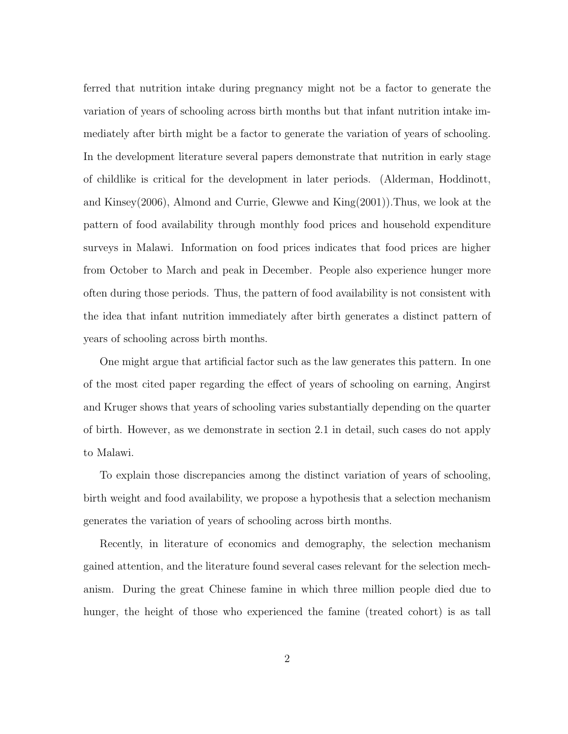ferred that nutrition intake during pregnancy might not be a factor to generate the variation of years of schooling across birth months but that infant nutrition intake immediately after birth might be a factor to generate the variation of years of schooling. In the development literature several papers demonstrate that nutrition in early stage of childlike is critical for the development in later periods. (Alderman, Hoddinott, and Kinsey(2006), Almond and Currie, Glewwe and King(2001)).Thus, we look at the pattern of food availability through monthly food prices and household expenditure surveys in Malawi. Information on food prices indicates that food prices are higher from October to March and peak in December. People also experience hunger more often during those periods. Thus, the pattern of food availability is not consistent with the idea that infant nutrition immediately after birth generates a distinct pattern of years of schooling across birth months.

One might argue that artificial factor such as the law generates this pattern. In one of the most cited paper regarding the effect of years of schooling on earning, Angirst and Kruger shows that years of schooling varies substantially depending on the quarter of birth. However, as we demonstrate in section 2.1 in detail, such cases do not apply to Malawi.

To explain those discrepancies among the distinct variation of years of schooling, birth weight and food availability, we propose a hypothesis that a selection mechanism generates the variation of years of schooling across birth months.

Recently, in literature of economics and demography, the selection mechanism gained attention, and the literature found several cases relevant for the selection mechanism. During the great Chinese famine in which three million people died due to hunger, the height of those who experienced the famine (treated cohort) is as tall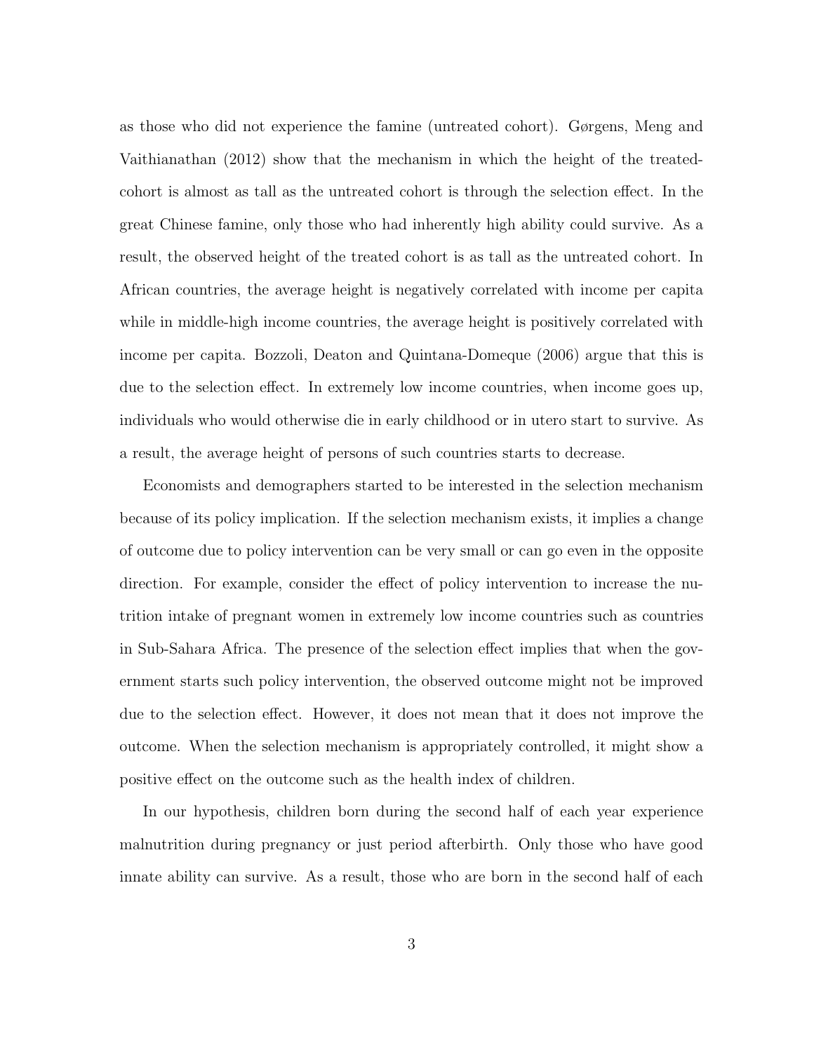as those who did not experience the famine (untreated cohort). Gørgens, Meng and Vaithianathan (2012) show that the mechanism in which the height of the treated-cohort is almost as tall as the untreated cohort is through the selection effect. In the great Chinese famine, only those who had inherently high ability could survive. As a result, the observed height of the treated cohort is as tall as the untreated cohort. In African countries, the average height is negatively correlated with income per capita while in middle-high income countries, the average height is positively correlated with income per capita. Bozzoli, Deaton and Quintana-Domeque (2006) argue that this is due to the selection effect. In extremely low income countries, when income goes up, individuals who would otherwise die in early childhood or in utero start to survive. As a result, the average height of persons of such countries starts to decrease.

Economists and demographers started to be interested in the selection mechanism because of its policy implication. If the selection mechanism exists, it implies a change of outcome due to policy intervention can be very small or can go even in the opposite direction. For example, consider the effect of policy intervention to increase the nutrition intake of pregnant women in extremely low income countries such as countries in Sub-Sahara Africa. The presence of the selection effect implies that when the government starts such policy intervention, the observed outcome might not be improved due to the selection effect. However, it does not mean that it does not improve the outcome. When the selection mechanism is appropriately controlled, it might show a positive effect on the outcome such as the health index of children.

In our hypothesis, children born during the second half of each year experience malnutrition during pregnancy or just period afterbirth. Only those who have good innate ability can survive. As a result, those who are born in the second half of each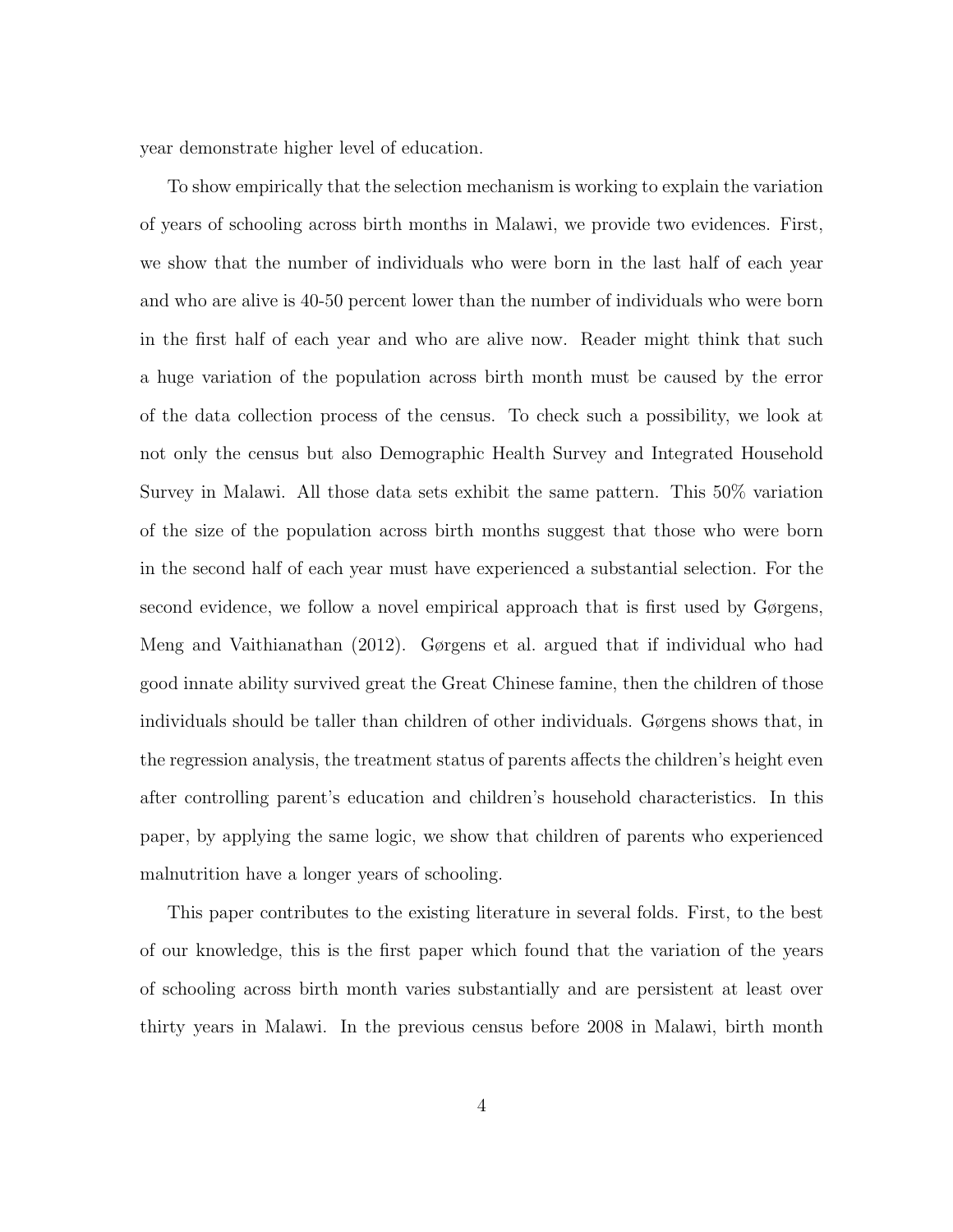year demonstrate higher level of education.

To show empirically that the selection mechanism is working to explain the variation of years of schooling across birth months in Malawi, we provide two evidences. First, we show that the number of individuals who were born in the last half of each year and who are alive is 40-50 percent lower than the number of individuals who were born in the first half of each year and who are alive now. Reader might think that such a huge variation of the population across birth month must be caused by the error of the data collection process of the census. To check such a possibility, we look at not only the census but also Demographic Health Survey and Integrated Household Survey in Malawi. All those data sets exhibit the same pattern. This 50% variation of the size of the population across birth months suggest that those who were born in the second half of each year must have experienced a substantial selection. For the second evidence, we follow a novel empirical approach that is first used by Gørgens, Meng and Vaithianathan (2012). Gørgens et al. argued that if individual who had good innate ability survived great the Great Chinese famine, then the children of those individuals should be taller than children of other individuals. Gørgens shows that, in the regression analysis, the treatment status of parents affects the children's height even after controlling parent's education and children's household characteristics. In this paper, by applying the same logic, we show that children of parents who experienced malnutrition have a longer years of schooling.

This paper contributes to the existing literature in several folds. First, to the best of our knowledge, this is the first paper which found that the variation of the years of schooling across birth month varies substantially and are persistent at least over thirty years in Malawi. In the previous census before 2008 in Malawi, birth month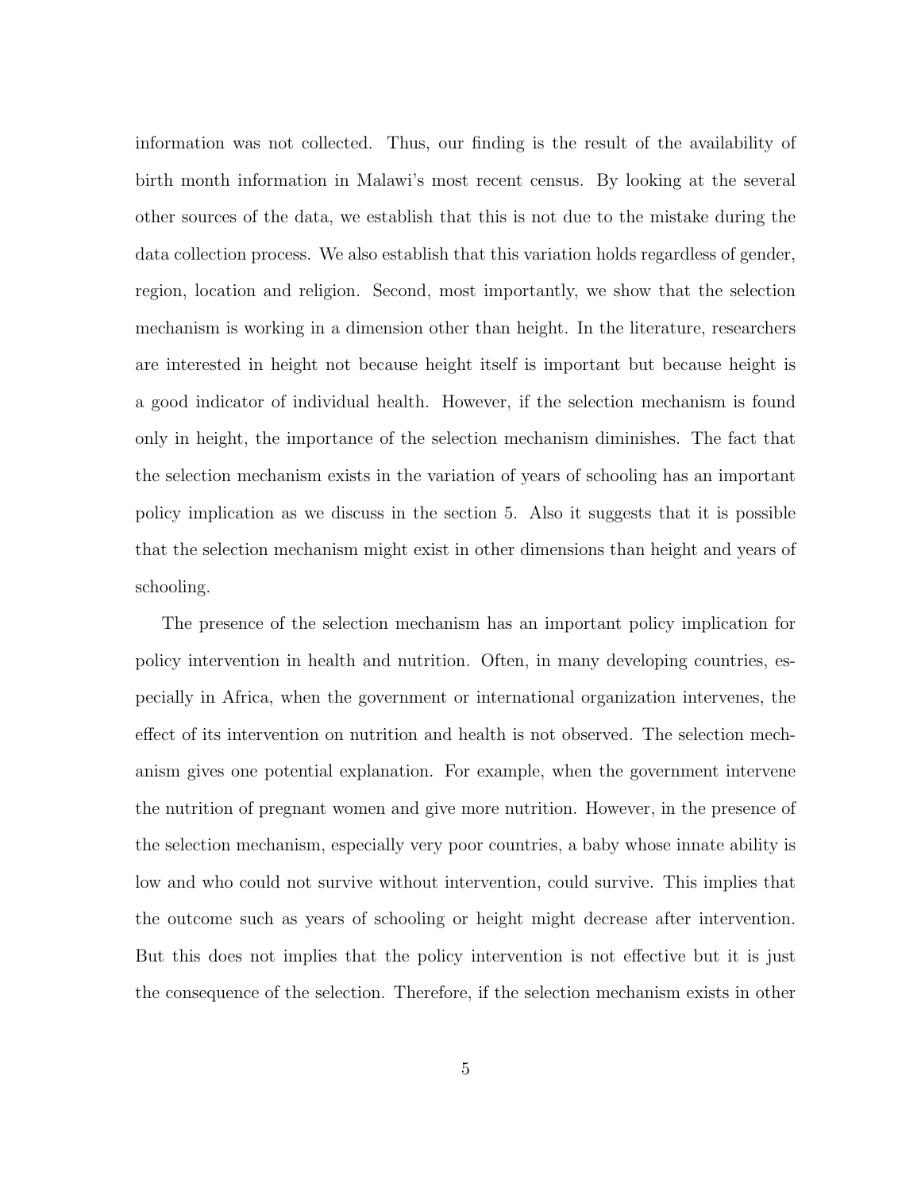information was not collected. Thus, our finding is the result of the availability of birth month information in Malawi's most recent census. By looking at the several other sources of the data, we establish that this is not due to the mistake during the data collection process. We also establish that this variation holds regardless of gender, region, location and religion. Second, most importantly, we show that the selection mechanism is working in a dimension other than height. In the literature, researchers are interested in height not because height itself is important but because height is a good indicator of individual health. However, if the selection mechanism is found only in height, the importance of the selection mechanism diminishes. The fact that the selection mechanism exists in the variation of years of schooling has an important policy implication as we discuss in the section 5. Also it suggests that it is possible that the selection mechanism might exist in other dimensions than height and years of schooling.

The presence of the selection mechanism has an important policy implication for policy intervention in health and nutrition. Often, in many developing countries, especially in Africa, when the government or international organization intervenes, the effect of its intervention on nutrition and health is not observed. The selection mechanism gives one potential explanation. For example, when the government intervene the nutrition of pregnant women and give more nutrition. However, in the presence of the selection mechanism, especially very poor countries, a baby whose innate ability is low and who could not survive without intervention, could survive. This implies that the outcome such as years of schooling or height might decrease after intervention. But this does not implies that the policy intervention is not effective but it is just the consequence of the selection. Therefore, if the selection mechanism exists in other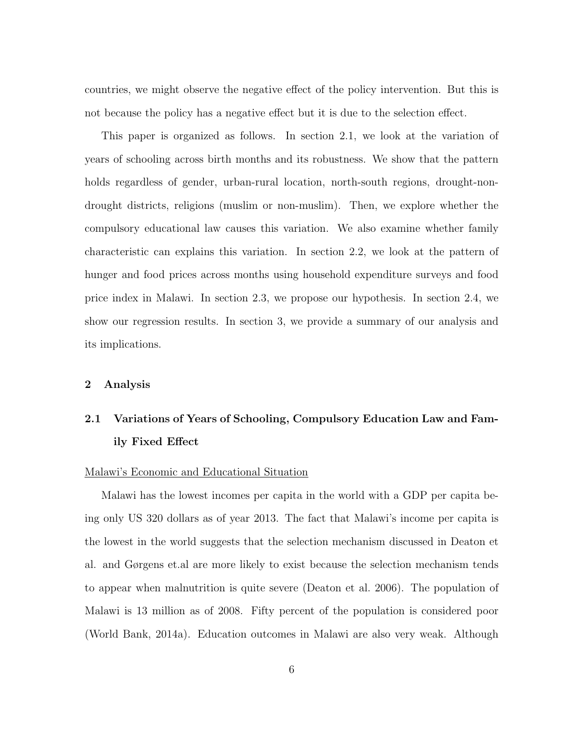countries, we might observe the negative effect of the policy intervention. But this is not because the policy has a negative effect but it is due to the selection effect.

This paper is organized as follows. In section 2.1, we look at the variation of years of schooling across birth months and its robustness. We show that the pattern holds regardless of gender, urban-rural location, north-south regions, drought-non-drought districts, religions (muslim or non-muslim). Then, we explore whether the compulsory educational law causes this variation. We also examine whether family characteristic can explains this variation. In section 2.2, we look at the pattern of hunger and food prices across months using household expenditure surveys and food price index in Malawi. In section 2.3, we propose our hypothesis. In section 2.4, we show our regression results. In section 3, we provide a summary of our analysis and its implications.

## 2 Analysis

### 2.1 Variations of Years of Schooling, Compulsory Education Law and Family Fixed Effect

Malawi's Economic and Educational Situation

Malawi has the lowest incomes per capita in the world with a GDP per capita being only US 320 dollars as of year 2013. The fact that Malawi's income per capita is the lowest in the world suggests that the selection mechanism discussed in Deaton et al. and Gørgens et.al are more likely to exist because the selection mechanism tends to appear when malnutrition is quite severe (Deaton et al. 2006). The population of Malawi is 13 million as of 2008. Fifty percent of the population is considered poor (World Bank, 2014a). Education outcomes in Malawi are also very weak. Although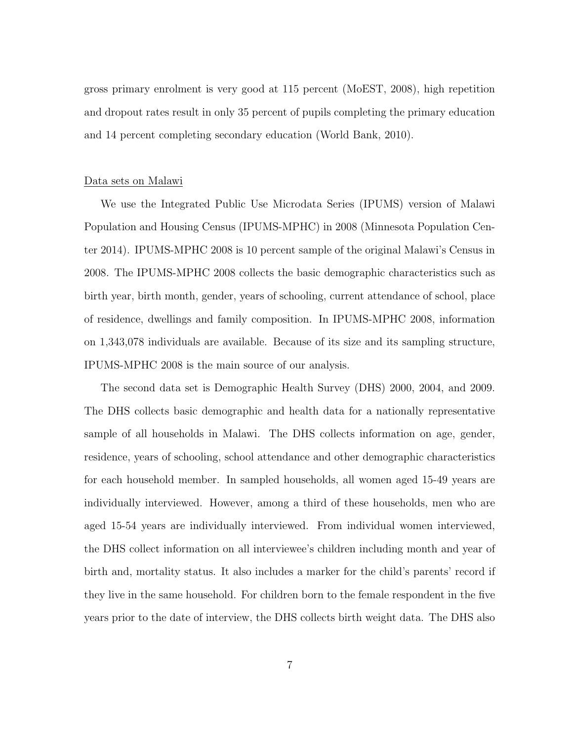gross primary enrolment is very good at 115 percent (MoEST, 2008), high repetition and dropout rates result in only 35 percent of pupils completing the primary education and 14 percent completing secondary education (World Bank, 2010).

<u>Data sets on Malawi</u>

We use the Integrated Public Use Microdata Series (IPUMS) version of Malawi Population and Housing Census (IPUMS-MPHC) in 2008 (Minnesota Population Center 2014). IPUMS-MPHC 2008 is 10 percent sample of the original Malawi's Census in 2008. The IPUMS-MPHC 2008 collects the basic demographic characteristics such as birth year, birth month, gender, years of schooling, current attendance of school, place of residence, dwellings and family composition. In IPUMS-MPHC 2008, information on 1,343,078 individuals are available. Because of its size and its sampling structure, IPUMS-MPHC 2008 is the main source of our analysis.

The second data set is Demographic Health Survey (DHS) 2000, 2004, and 2009. The DHS collects basic demographic and health data for a nationally representative sample of all households in Malawi. The DHS collects information on age, gender, residence, years of schooling, school attendance and other demographic characteristics for each household member. In sampled households, all women aged 15-49 years are individually interviewed. However, among a third of these households, men who are aged 15-54 years are individually interviewed. From individual women interviewed, the DHS collect information on all interviewee's children including month and year of birth and, mortality status. It also includes a marker for the child's parents' record if they live in the same household. For children born to the female respondent in the five years prior to the date of interview, the DHS collects birth weight data. The DHS also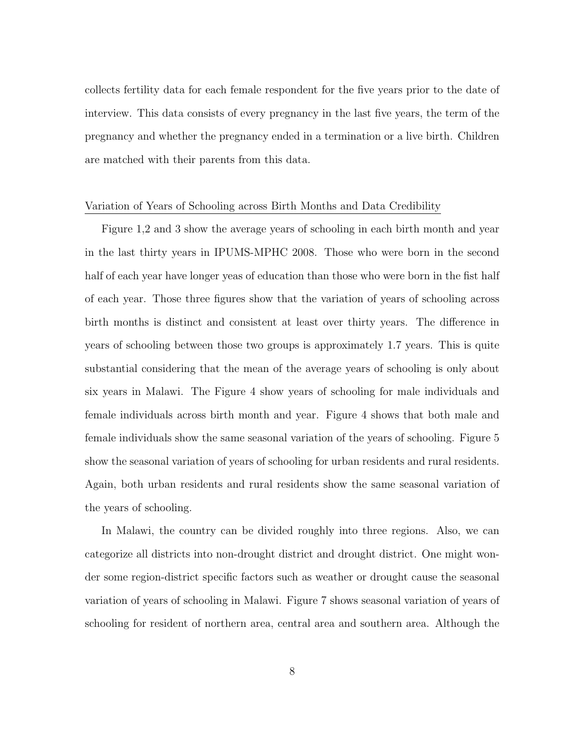collects fertility data for each female respondent for the five years prior to the date of interview. This data consists of every pregnancy in the last five years, the term of the pregnancy and whether the pregnancy ended in a termination or a live birth. Children are matched with their parents from this data.

<u>Variation of Years of Schooling across Birth Months and Data Credibility</u>

Figure 1,2 and 3 show the average years of schooling in each birth month and year in the last thirty years in IPUMS-MPHC 2008. Those who were born in the second half of each year have longer yeas of education than those who were born in the fist half of each year. Those three figures show that the variation of years of schooling across birth months is distinct and consistent at least over thirty years. The difference in years of schooling between those two groups is approximately 1.7 years. This is quite substantial considering that the mean of the average years of schooling is only about six years in Malawi. The Figure 4 show years of schooling for male individuals and female individuals across birth month and year. Figure 4 shows that both male and female individuals show the same seasonal variation of the years of schooling. Figure 5 show the seasonal variation of years of schooling for urban residents and rural residents. Again, both urban residents and rural residents show the same seasonal variation of the years of schooling.

In Malawi, the country can be divided roughly into three regions. Also, we can categorize all districts into non-drought district and drought district. One might wonder some region-district specific factors such as weather or drought cause the seasonal variation of years of schooling in Malawi. Figure 7 shows seasonal variation of years of schooling for resident of northern area, central area and southern area. Although the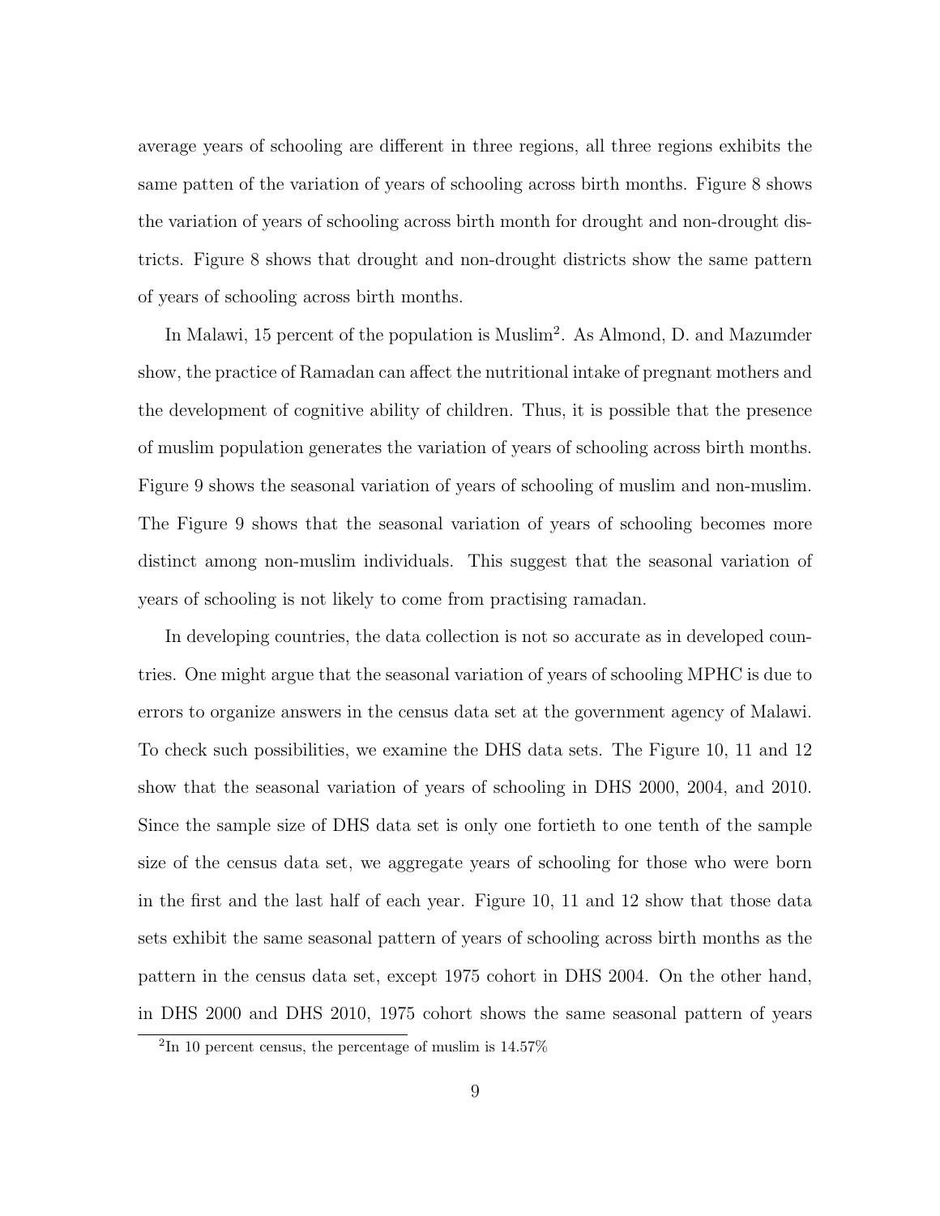average years of schooling are different in three regions, all three regions exhibits the same patten of the variation of years of schooling across birth months. Figure 8 shows the variation of years of schooling across birth month for drought and non-drought districts. Figure 8 shows that drought and non-drought districts show the same pattern of years of schooling across birth months.

In Malawi, 15 percent of the population is Muslim[2]. As Almond, D. and Mazumder show, the practice of Ramadan can affect the nutritional intake of pregnant mothers and the development of cognitive ability of children. Thus, it is possible that the presence of muslim population generates the variation of years of schooling across birth months. Figure 9 shows the seasonal variation of years of schooling of muslim and non-muslim. The Figure 9 shows that the seasonal variation of years of schooling becomes more distinct among non-muslim individuals. This suggest that the seasonal variation of years of schooling is not likely to come from practising ramadan.

In developing countries, the data collection is not so accurate as in developed countries. One might argue that the seasonal variation of years of schooling MPHC is due to errors to organize answers in the census data set at the government agency of Malawi. To check such possibilities, we examine the DHS data sets. The Figure 10, 11 and 12 show that the seasonal variation of years of schooling in DHS 2000, 2004, and 2010. Since the sample size of DHS data set is only one fortieth to one tenth of the sample size of the census data set, we aggregate years of schooling for those who were born in the first and the last half of each year. Figure 10, 11 and 12 show that those data sets exhibit the same seasonal pattern of years of schooling across birth months as the pattern in the census data set, except 1975 cohort in DHS 2004. On the other hand, in DHS 2000 and DHS 2010, 1975 cohort shows the same seasonal pattern of years

[2] In 10 percent census, the percentage of muslim is 14.57%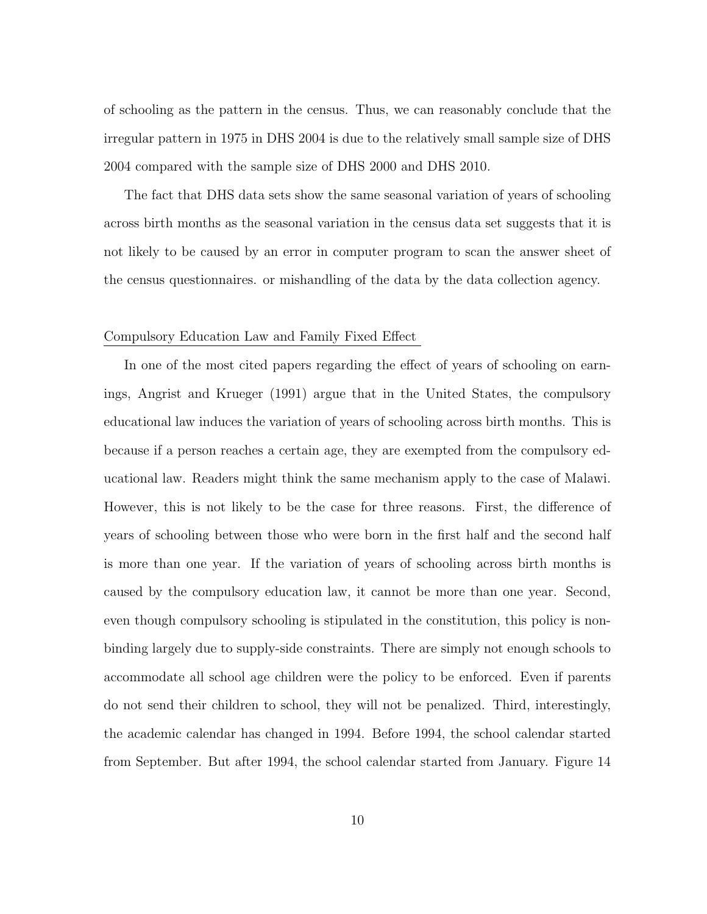of schooling as the pattern in the census. Thus, we can reasonably conclude that the irregular pattern in 1975 in DHS 2004 is due to the relatively small sample size of DHS 2004 compared with the sample size of DHS 2000 and DHS 2010.

The fact that DHS data sets show the same seasonal variation of years of schooling across birth months as the seasonal variation in the census data set suggests that it is not likely to be caused by an error in computer program to scan the answer sheet of the census questionnaires. or mishandling of the data by the data collection agency.

## Compulsory Education Law and Family Fixed Effect

In one of the most cited papers regarding the effect of years of schooling on earnings, Angrist and Krueger (1991) argue that in the United States, the compulsory educational law induces the variation of years of schooling across birth months. This is because if a person reaches a certain age, they are exempted from the compulsory educational law. Readers might think the same mechanism apply to the case of Malawi. However, this is not likely to be the case for three reasons. First, the difference of years of schooling between those who were born in the first half and the second half is more than one year. If the variation of years of schooling across birth months is caused by the compulsory education law, it cannot be more than one year. Second, even though compulsory schooling is stipulated in the constitution, this policy is non-binding largely due to supply-side constraints. There are simply not enough schools to accommodate all school age children were the policy to be enforced. Even if parents do not send their children to school, they will not be penalized. Third, interestingly, the academic calendar has changed in 1994. Before 1994, the school calendar started from September. But after 1994, the school calendar started from January. Figure 14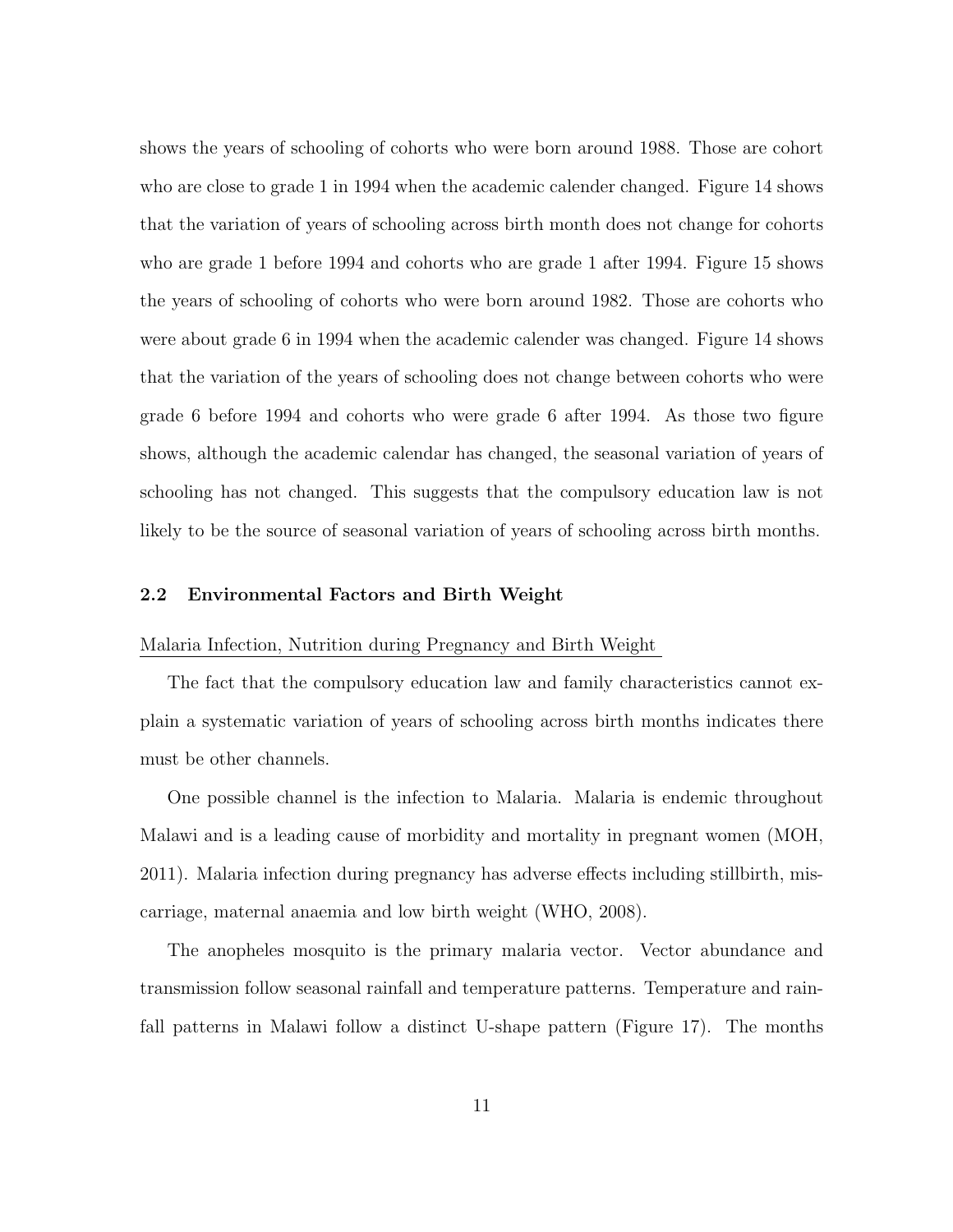shows the years of schooling of cohorts who were born around 1988. Those are cohort who are close to grade 1 in 1994 when the academic calender changed. Figure 14 shows that the variation of years of schooling across birth month does not change for cohorts who are grade 1 before 1994 and cohorts who are grade 1 after 1994. Figure 15 shows the years of schooling of cohorts who were born around 1982. Those are cohorts who were about grade 6 in 1994 when the academic calender was changed. Figure 14 shows that the variation of the years of schooling does not change between cohorts who were grade 6 before 1994 and cohorts who were grade 6 after 1994. As those two figure shows, although the academic calendar has changed, the seasonal variation of years of schooling has not changed. This suggests that the compulsory education law is not likely to be the source of seasonal variation of years of schooling across birth months.

### 2.2 Environmental Factors and Birth Weight

Malaria Infection, Nutrition during Pregnancy and Birth Weight

The fact that the compulsory education law and family characteristics cannot explain a systematic variation of years of schooling across birth months indicates there must be other channels.

One possible channel is the infection to Malaria. Malaria is endemic throughout Malawi and is a leading cause of morbidity and mortality in pregnant women (MOH, 2011). Malaria infection during pregnancy has adverse effects including stillbirth, miscarriage, maternal anaemia and low birth weight (WHO, 2008).

The anopheles mosquito is the primary malaria vector. Vector abundance and transmission follow seasonal rainfall and temperature patterns. Temperature and rainfall patterns in Malawi follow a distinct U-shape pattern (Figure 17). The months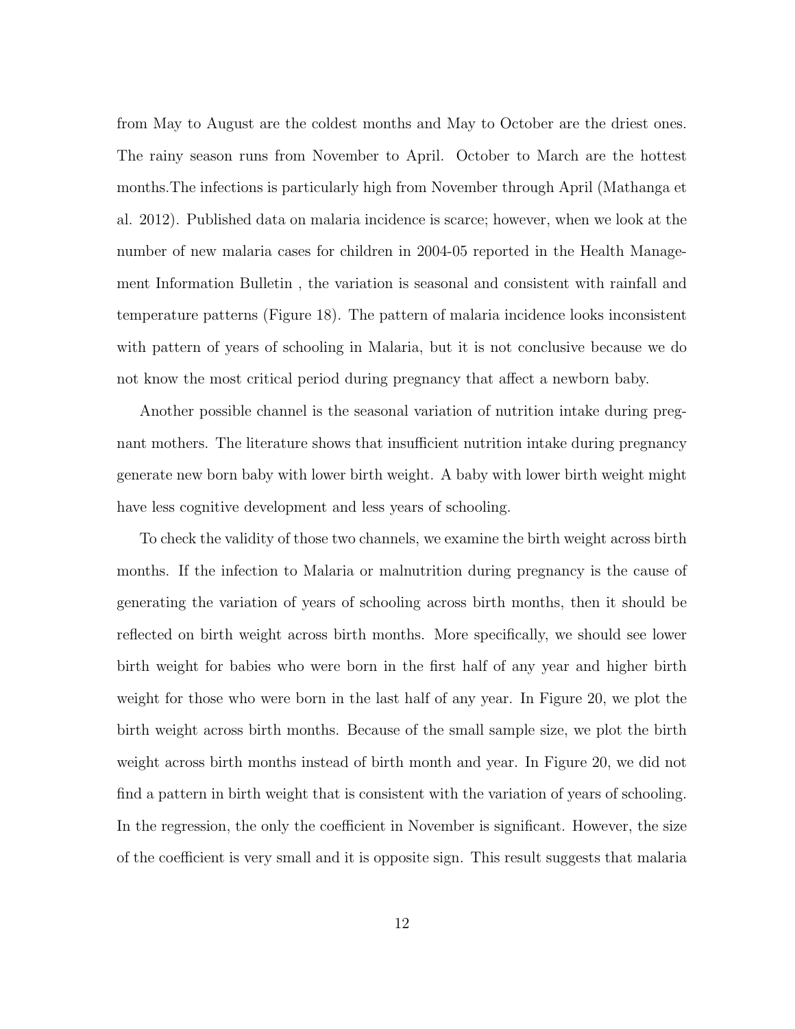from May to August are the coldest months and May to October are the driest ones. The rainy season runs from November to April. October to March are the hottest months.The infections is particularly high from November through April (Mathanga et al. 2012). Published data on malaria incidence is scarce; however, when we look at the number of new malaria cases for children in 2004-05 reported in the Health Management Information Bulletin , the variation is seasonal and consistent with rainfall and temperature patterns (Figure 18). The pattern of malaria incidence looks inconsistent with pattern of years of schooling in Malaria, but it is not conclusive because we do not know the most critical period during pregnancy that affect a newborn baby.

Another possible channel is the seasonal variation of nutrition intake during pregnant mothers. The literature shows that insufficient nutrition intake during pregnancy generate new born baby with lower birth weight. A baby with lower birth weight might have less cognitive development and less years of schooling.

To check the validity of those two channels, we examine the birth weight across birth months. If the infection to Malaria or malnutrition during pregnancy is the cause of generating the variation of years of schooling across birth months, then it should be reflected on birth weight across birth months. More specifically, we should see lower birth weight for babies who were born in the first half of any year and higher birth weight for those who were born in the last half of any year. In Figure 20, we plot the birth weight across birth months. Because of the small sample size, we plot the birth weight across birth months instead of birth month and year. In Figure 20, we did not find a pattern in birth weight that is consistent with the variation of years of schooling. In the regression, the only the coefficient in November is significant. However, the size of the coefficient is very small and it is opposite sign. This result suggests that malaria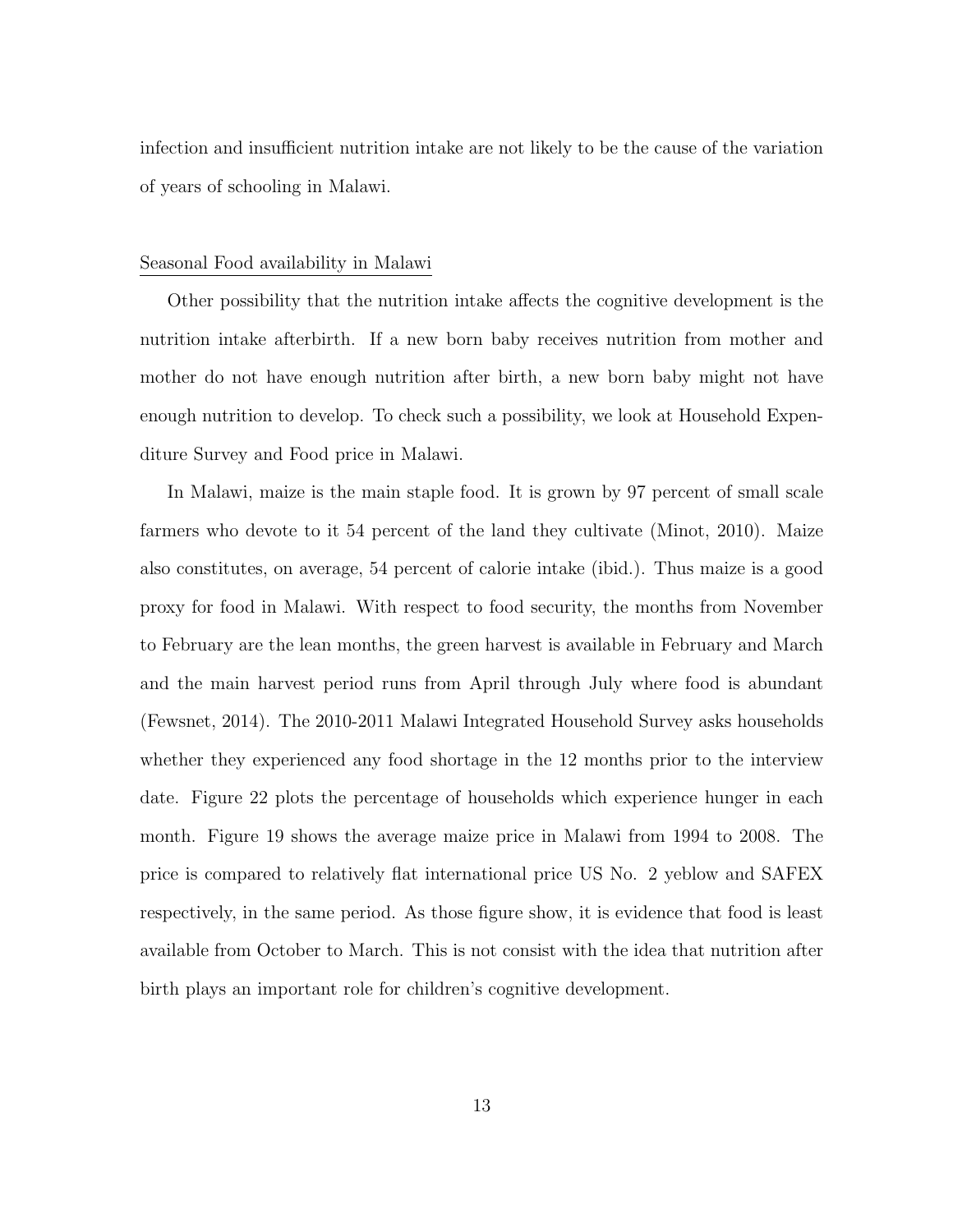infection and insufficient nutrition intake are not likely to be the cause of the variation of years of schooling in Malawi.

### Seasonal Food availability in Malawi

Other possibility that the nutrition intake affects the cognitive development is the nutrition intake afterbirth. If a new born baby receives nutrition from mother and mother do not have enough nutrition after birth, a new born baby might not have enough nutrition to develop. To check such a possibility, we look at Household Expenditure Survey and Food price in Malawi.

In Malawi, maize is the main staple food. It is grown by 97 percent of small scale farmers who devote to it 54 percent of the land they cultivate (Minot, 2010). Maize also constitutes, on average, 54 percent of calorie intake (ibid.). Thus maize is a good proxy for food in Malawi. With respect to food security, the months from November to February are the lean months, the green harvest is available in February and March and the main harvest period runs from April through July where food is abundant (Fewsnet, 2014). The 2010-2011 Malawi Integrated Household Survey asks households whether they experienced any food shortage in the 12 months prior to the interview date. Figure 22 plots the percentage of households which experience hunger in each month. Figure 19 shows the average maize price in Malawi from 1994 to 2008. The price is compared to relatively flat international price US No. 2 yeblow and SAFEX respectively, in the same period. As those figure show, it is evidence that food is least available from October to March. This is not consist with the idea that nutrition after birth plays an important role for children's cognitive development.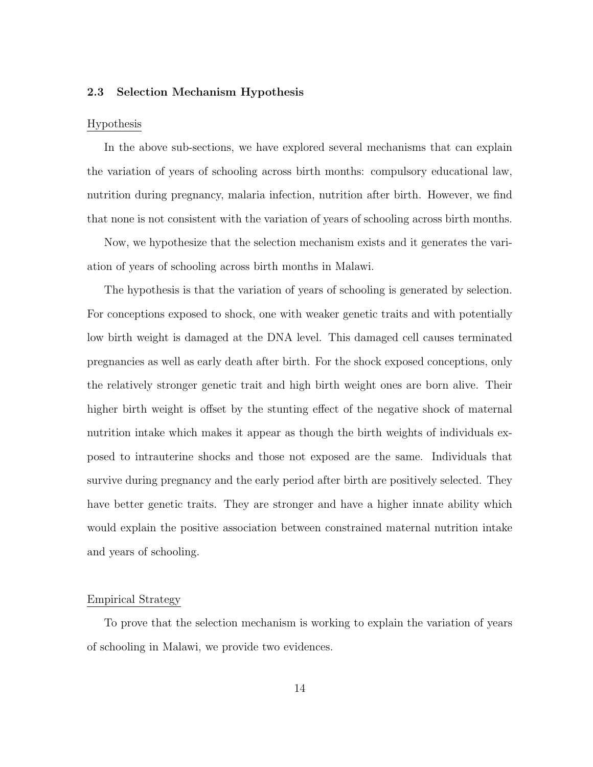### 2.3 Selection Mechanism Hypothesis

Hypothesis

In the above sub-sections, we have explored several mechanisms that can explain the variation of years of schooling across birth months: compulsory educational law, nutrition during pregnancy, malaria infection, nutrition after birth. However, we find that none is not consistent with the variation of years of schooling across birth months.

Now, we hypothesize that the selection mechanism exists and it generates the variation of years of schooling across birth months in Malawi.

The hypothesis is that the variation of years of schooling is generated by selection. For conceptions exposed to shock, one with weaker genetic traits and with potentially low birth weight is damaged at the DNA level. This damaged cell causes terminated pregnancies as well as early death after birth. For the shock exposed conceptions, only the relatively stronger genetic trait and high birth weight ones are born alive. Their higher birth weight is offset by the stunting effect of the negative shock of maternal nutrition intake which makes it appear as though the birth weights of individuals exposed to intrauterine shocks and those not exposed are the same. Individuals that survive during pregnancy and the early period after birth are positively selected. They have better genetic traits. They are stronger and have a higher innate ability which would explain the positive association between constrained maternal nutrition intake and years of schooling.

Empirical Strategy

To prove that the selection mechanism is working to explain the variation of years of schooling in Malawi, we provide two evidences.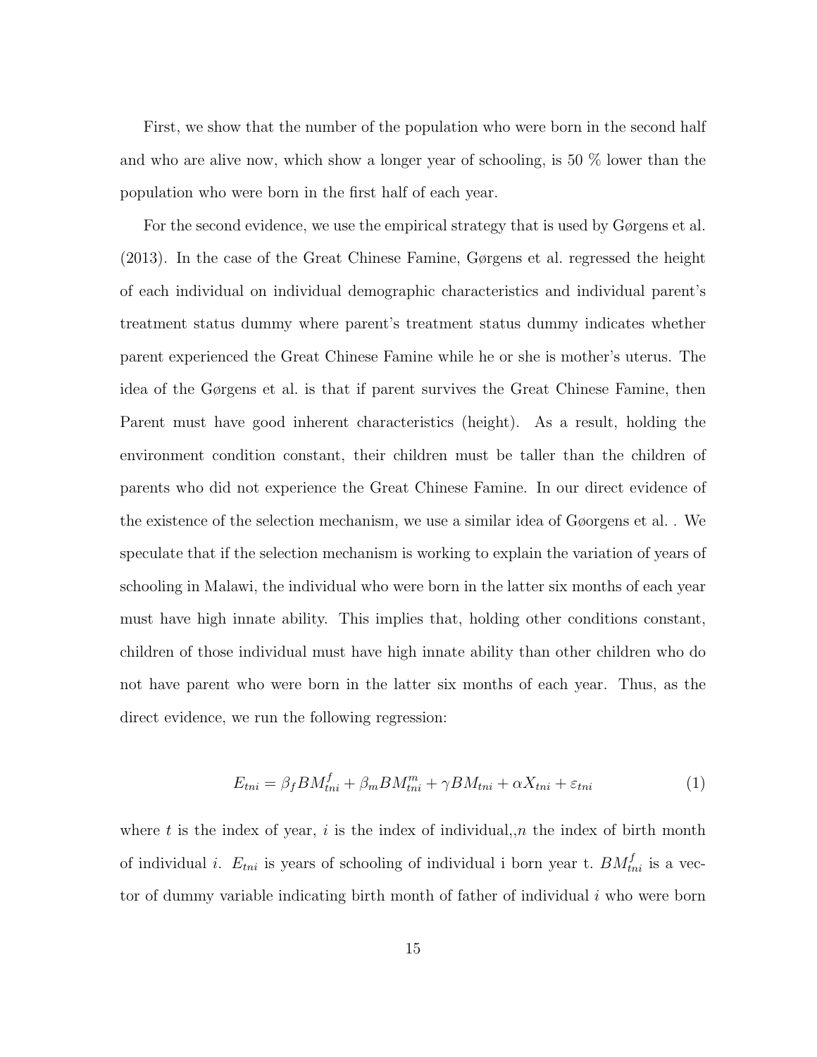First, we show that the number of the population who were born in the second half and who are alive now, which show a longer year of schooling, is 50 % lower than the population who were born in the first half of each year.

For the second evidence, we use the empirical strategy that is used by Gørgens et al. (2013). In the case of the Great Chinese Famine, Gørgens et al. regressed the height of each individual on individual demographic characteristics and individual parent's treatment status dummy where parent's treatment status dummy indicates whether parent experienced the Great Chinese Famine while he or she is mother's uterus. The idea of the Gørgens et al. is that if parent survives the Great Chinese Famine, then Parent must have good inherent characteristics (height). As a result, holding the environment condition constant, their children must be taller than the children of parents who did not experience the Great Chinese Famine. In our direct evidence of the existence of the selection mechanism, we use a similar idea of Gøorgens et al. . We speculate that if the selection mechanism is working to explain the variation of years of schooling in Malawi, the individual who were born in the latter six months of each year must have high innate ability. This implies that, holding other conditions constant, children of those individual must have high innate ability than other children who do not have parent who were born in the latter six months of each year. Thus, as the direct evidence, we run the following regression:

$$E_{tni} = \beta_f BM^f_{tni} + \beta_m BM^m_{tni} + \gamma BM_{tni} + \alpha X_{tni} + \varepsilon_{tni} \tag{1}$$

where $t$ is the index of year, $i$ is the index of individual,,$n$ the index of birth month of individual $i$. $E_{tni}$ is years of schooling of individual i born year t. $BM^f_{tni}$ is a vector of dummy variable indicating birth month of father of individual $i$ who were born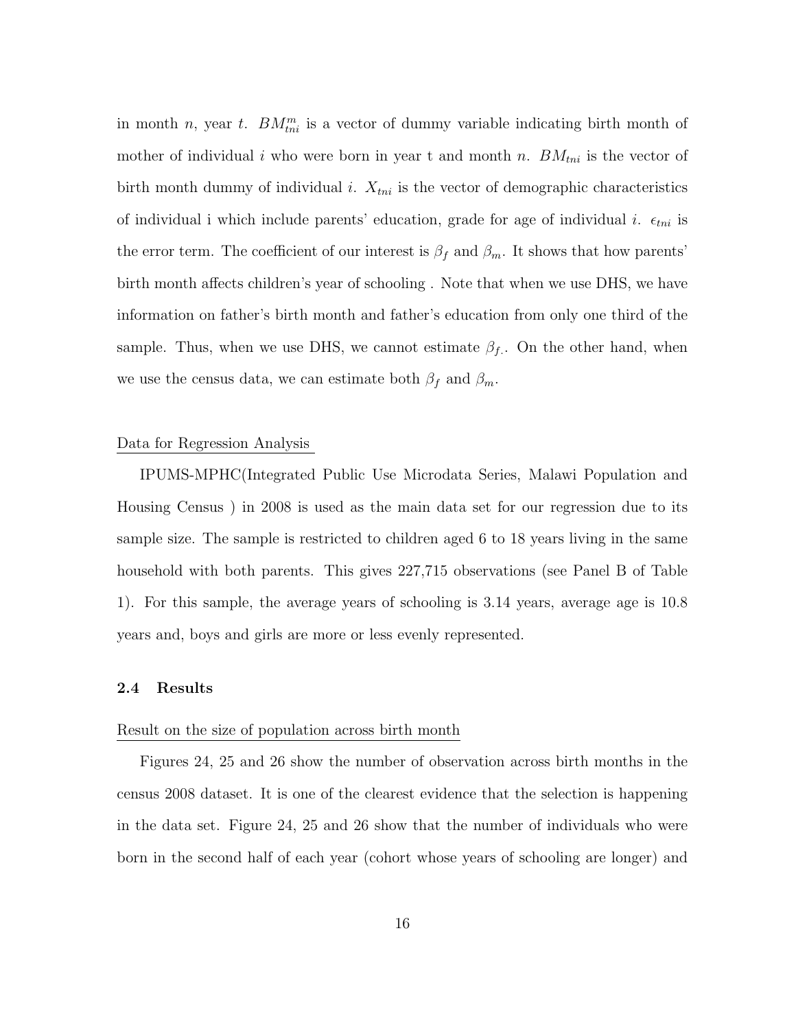in month $n$, year $t$. $BM^m_{tni}$ is a vector of dummy variable indicating birth month of mother of individual $i$ who were born in year t and month $n$. $BM_{tni}$ is the vector of birth month dummy of individual $i$. $X_{tni}$ is the vector of demographic characteristics of individual i which include parents' education, grade for age of individual $i$. $\epsilon_{tni}$ is the error term. The coefficient of our interest is $\beta_f$ and $\beta_m$. It shows that how parents' birth month affects children's year of schooling . Note that when we use DHS, we have information on father's birth month and father's education from only one third of the sample. Thus, when we use DHS, we cannot estimate $\beta_{f}$.. On the other hand, when we use the census data, we can estimate both $\beta_f$ and $\beta_m$.

Data for Regression Analysis

IPUMS-MPHC(Integrated Public Use Microdata Series, Malawi Population and Housing Census ) in 2008 is used as the main data set for our regression due to its sample size. The sample is restricted to children aged 6 to 18 years living in the same household with both parents. This gives 227,715 observations (see Panel B of Table 1). For this sample, the average years of schooling is 3.14 years, average age is 10.8 years and, boys and girls are more or less evenly represented.

### 2.4 Results

Result on the size of population across birth month

Figures 24, 25 and 26 show the number of observation across birth months in the census 2008 dataset. It is one of the clearest evidence that the selection is happening in the data set. Figure 24, 25 and 26 show that the number of individuals who were born in the second half of each year (cohort whose years of schooling are longer) and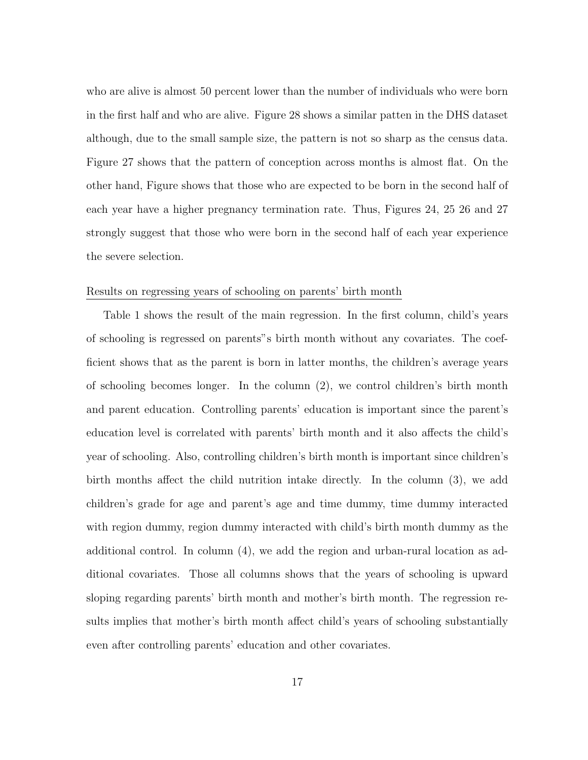who are alive is almost 50 percent lower than the number of individuals who were born in the first half and who are alive. Figure 28 shows a similar patten in the DHS dataset although, due to the small sample size, the pattern is not so sharp as the census data. Figure 27 shows that the pattern of conception across months is almost flat. On the other hand, Figure shows that those who are expected to be born in the second half of each year have a higher pregnancy termination rate. Thus, Figures 24, 25 26 and 27 strongly suggest that those who were born in the second half of each year experience the severe selection.

Results on regressing years of schooling on parents' birth month

Table 1 shows the result of the main regression. In the first column, child's years of schooling is regressed on parents"s birth month without any covariates. The coefficient shows that as the parent is born in latter months, the children's average years of schooling becomes longer. In the column (2), we control children's birth month and parent education. Controlling parents' education is important since the parent's education level is correlated with parents' birth month and it also affects the child's year of schooling. Also, controlling children's birth month is important since children's birth months affect the child nutrition intake directly. In the column (3), we add children's grade for age and parent's age and time dummy, time dummy interacted with region dummy, region dummy interacted with child's birth month dummy as the additional control. In column (4), we add the region and urban-rural location as additional covariates. Those all columns shows that the years of schooling is upward sloping regarding parents' birth month and mother's birth month. The regression results implies that mother's birth month affect child's years of schooling substantially even after controlling parents' education and other covariates.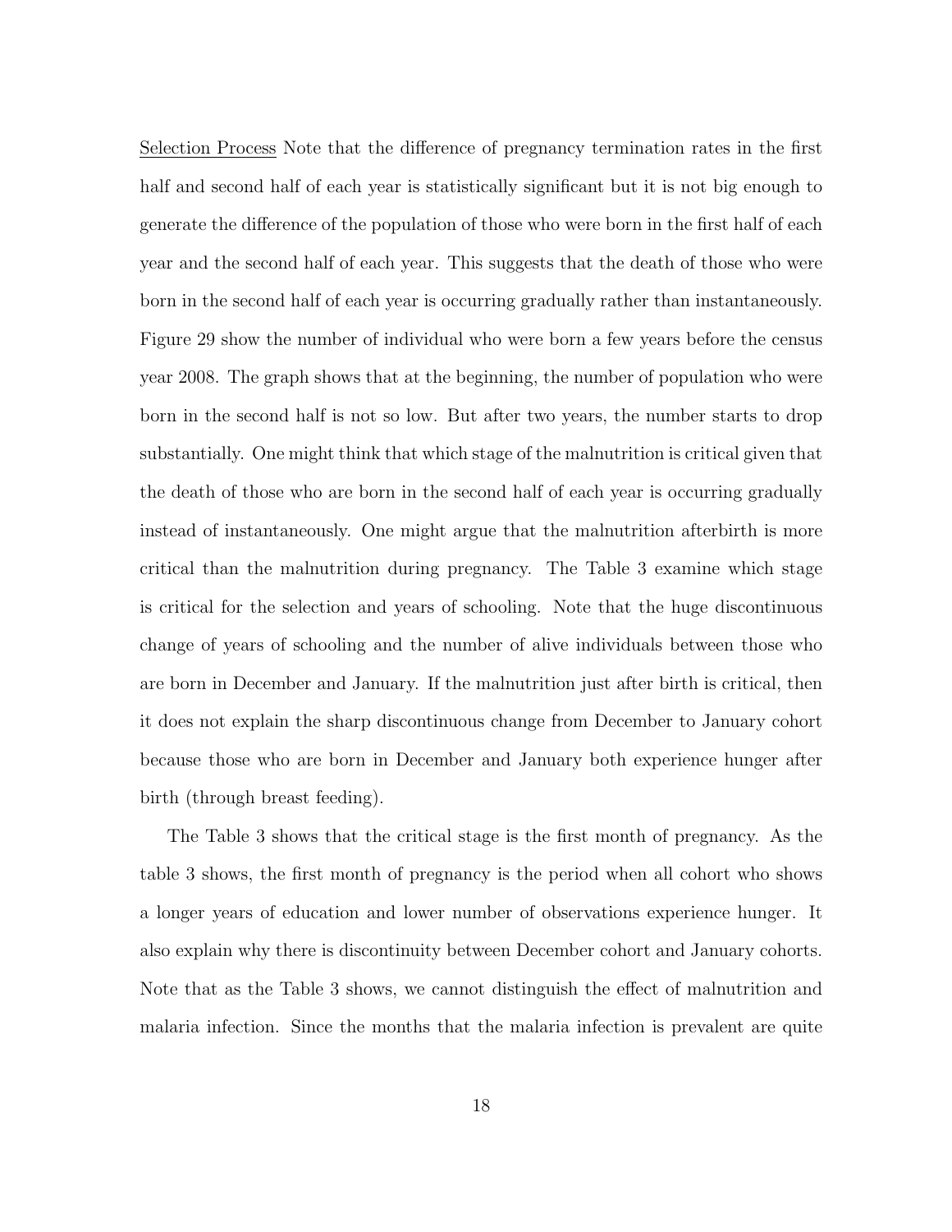Selection Process Note that the difference of pregnancy termination rates in the first half and second half of each year is statistically significant but it is not big enough to generate the difference of the population of those who were born in the first half of each year and the second half of each year. This suggests that the death of those who were born in the second half of each year is occurring gradually rather than instantaneously. Figure 29 show the number of individual who were born a few years before the census year 2008. The graph shows that at the beginning, the number of population who were born in the second half is not so low. But after two years, the number starts to drop substantially. One might think that which stage of the malnutrition is critical given that the death of those who are born in the second half of each year is occurring gradually instead of instantaneously. One might argue that the malnutrition afterbirth is more critical than the malnutrition during pregnancy. The Table 3 examine which stage is critical for the selection and years of schooling. Note that the huge discontinuous change of years of schooling and the number of alive individuals between those who are born in December and January. If the malnutrition just after birth is critical, then it does not explain the sharp discontinuous change from December to January cohort because those who are born in December and January both experience hunger after birth (through breast feeding).

The Table 3 shows that the critical stage is the first month of pregnancy. As the table 3 shows, the first month of pregnancy is the period when all cohort who shows a longer years of education and lower number of observations experience hunger. It also explain why there is discontinuity between December cohort and January cohorts. Note that as the Table 3 shows, we cannot distinguish the effect of malnutrition and malaria infection. Since the months that the malaria infection is prevalent are quite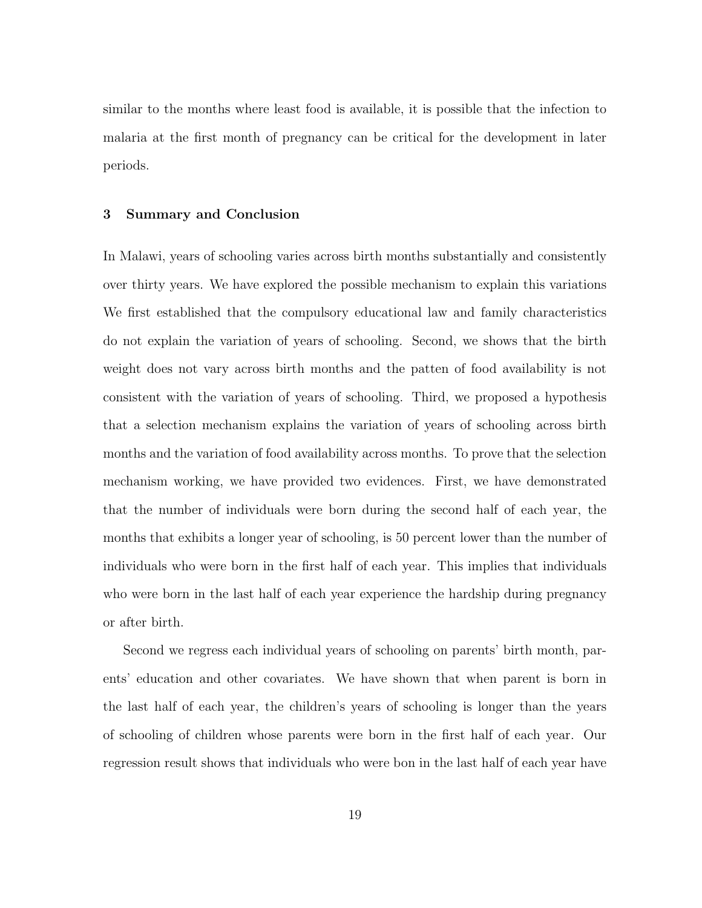similar to the months where least food is available, it is possible that the infection to malaria at the first month of pregnancy can be critical for the development in later periods.

## 3 Summary and Conclusion

In Malawi, years of schooling varies across birth months substantially and consistently over thirty years. We have explored the possible mechanism to explain this variations We first established that the compulsory educational law and family characteristics do not explain the variation of years of schooling. Second, we shows that the birth weight does not vary across birth months and the patten of food availability is not consistent with the variation of years of schooling. Third, we proposed a hypothesis that a selection mechanism explains the variation of years of schooling across birth months and the variation of food availability across months. To prove that the selection mechanism working, we have provided two evidences. First, we have demonstrated that the number of individuals were born during the second half of each year, the months that exhibits a longer year of schooling, is 50 percent lower than the number of individuals who were born in the first half of each year. This implies that individuals who were born in the last half of each year experience the hardship during pregnancy or after birth.

Second we regress each individual years of schooling on parents' birth month, parents' education and other covariates. We have shown that when parent is born in the last half of each year, the children's years of schooling is longer than the years of schooling of children whose parents were born in the first half of each year. Our regression result shows that individuals who were bon in the last half of each year have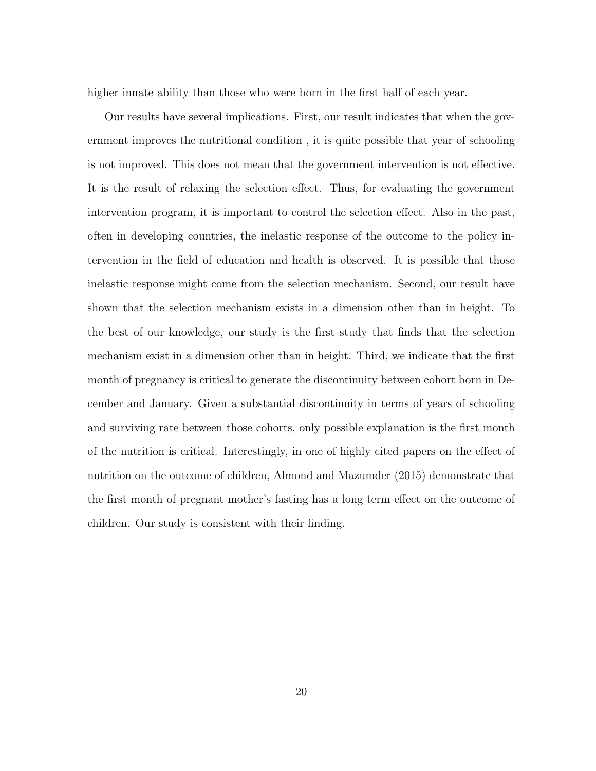higher innate ability than those who were born in the first half of each year.

Our results have several implications. First, our result indicates that when the government improves the nutritional condition , it is quite possible that year of schooling is not improved. This does not mean that the government intervention is not effective. It is the result of relaxing the selection effect. Thus, for evaluating the government intervention program, it is important to control the selection effect. Also in the past, often in developing countries, the inelastic response of the outcome to the policy intervention in the field of education and health is observed. It is possible that those inelastic response might come from the selection mechanism. Second, our result have shown that the selection mechanism exists in a dimension other than in height. To the best of our knowledge, our study is the first study that finds that the selection mechanism exist in a dimension other than in height. Third, we indicate that the first month of pregnancy is critical to generate the discontinuity between cohort born in December and January. Given a substantial discontinuity in terms of years of schooling and surviving rate between those cohorts, only possible explanation is the first month of the nutrition is critical. Interestingly, in one of highly cited papers on the effect of nutrition on the outcome of children, Almond and Mazumder (2015) demonstrate that the first month of pregnant mother's fasting has a long term effect on the outcome of children. Our study is consistent with their finding.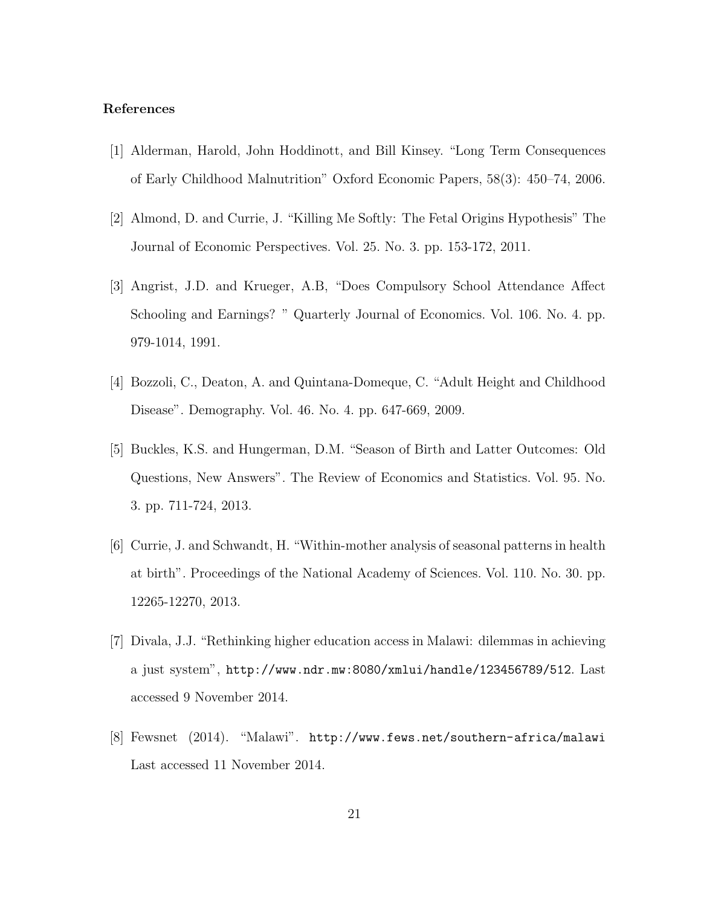## References

[1] Alderman, Harold, John Hoddinott, and Bill Kinsey. "Long Term Consequences of Early Childhood Malnutrition" Oxford Economic Papers, 58(3): 450–74, 2006.

[2] Almond, D. and Currie, J. "Killing Me Softly: The Fetal Origins Hypothesis" The Journal of Economic Perspectives. Vol. 25. No. 3. pp. 153-172, 2011.

[3] Angrist, J.D. and Krueger, A.B, "Does Compulsory School Attendance Affect Schooling and Earnings? " Quarterly Journal of Economics. Vol. 106. No. 4. pp. 979-1014, 1991.

[4] Bozzoli, C., Deaton, A. and Quintana-Domeque, C. "Adult Height and Childhood Disease". Demography. Vol. 46. No. 4. pp. 647-669, 2009.

[5] Buckles, K.S. and Hungerman, D.M. "Season of Birth and Latter Outcomes: Old Questions, New Answers". The Review of Economics and Statistics. Vol. 95. No. 3. pp. 711-724, 2013.

[6] Currie, J. and Schwandt, H. "Within-mother analysis of seasonal patterns in health at birth". Proceedings of the National Academy of Sciences. Vol. 110. No. 30. pp. 12265-12270, 2013.

[7] Divala, J.J. "Rethinking higher education access in Malawi: dilemmas in achieving a just system", `http://www.ndr.mw:8080/xmlui/handle/123456789/512`. Last accessed 9 November 2014.

[8] Fewsnet (2014). "Malawi". `http://www.fews.net/southern-africa/malawi` Last accessed 11 November 2014.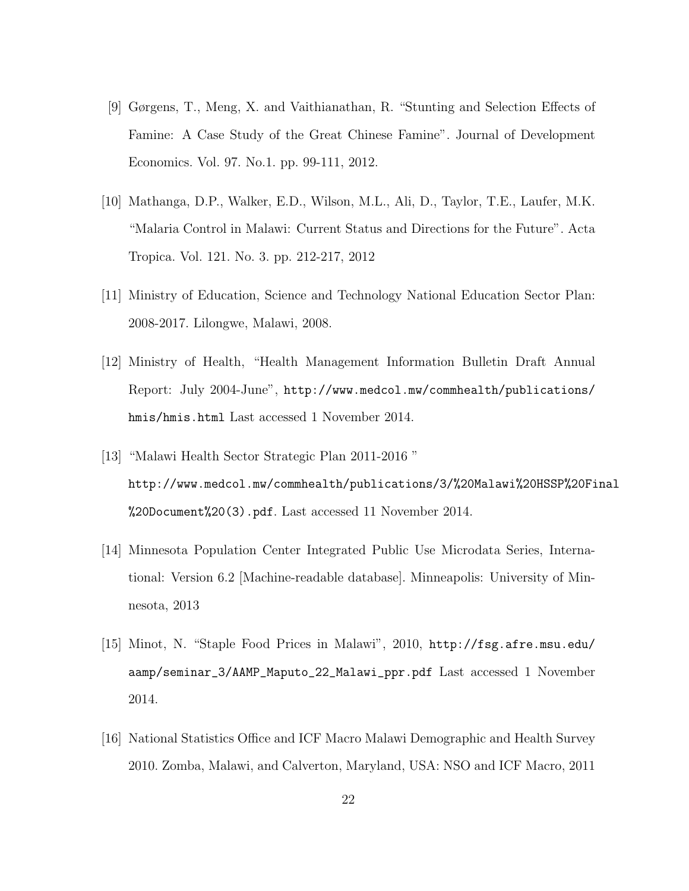[9] Gørgens, T., Meng, X. and Vaithianathan, R. "Stunting and Selection Effects of Famine: A Case Study of the Great Chinese Famine". Journal of Development Economics. Vol. 97. No.1. pp. 99-111, 2012.

[10] Mathanga, D.P., Walker, E.D., Wilson, M.L., Ali, D., Taylor, T.E., Laufer, M.K. "Malaria Control in Malawi: Current Status and Directions for the Future". Acta Tropica. Vol. 121. No. 3. pp. 212-217, 2012

[11] Ministry of Education, Science and Technology National Education Sector Plan: 2008-2017. Lilongwe, Malawi, 2008.

[12] Ministry of Health, "Health Management Information Bulletin Draft Annual Report: July 2004-June", `http://www.medcol.mw/commhealth/publications/hmis/hmis.html` Last accessed 1 November 2014.

[13] "Malawi Health Sector Strategic Plan 2011-2016 " `http://www.medcol.mw/commhealth/publications/3/%20Malawi%20HSSP%20Final%20Document%20(3).pdf`. Last accessed 11 November 2014.

[14] Minnesota Population Center Integrated Public Use Microdata Series, International: Version 6.2 [Machine-readable database]. Minneapolis: University of Minnesota, 2013

[15] Minot, N. "Staple Food Prices in Malawi", 2010, `http://fsg.afre.msu.edu/aamp/seminar_3/AAMP_Maputo_22_Malawi_ppr.pdf` Last accessed 1 November 2014.

[16] National Statistics Office and ICF Macro Malawi Demographic and Health Survey 2010. Zomba, Malawi, and Calverton, Maryland, USA: NSO and ICF Macro, 2011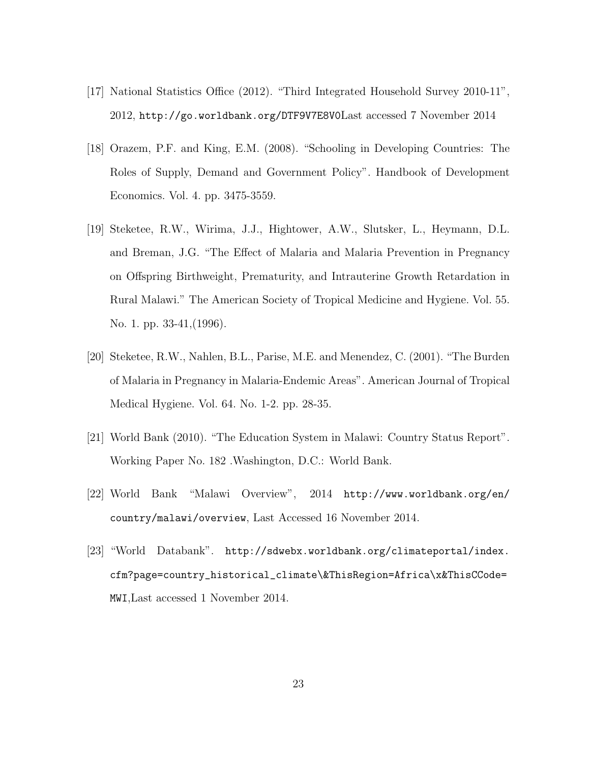[17] National Statistics Office (2012). "Third Integrated Household Survey 2010-11", 2012, http://go.worldbank.org/DTF9V7E8V0Last accessed 7 November 2014

[18] Orazem, P.F. and King, E.M. (2008). "Schooling in Developing Countries: The Roles of Supply, Demand and Government Policy". Handbook of Development Economics. Vol. 4. pp. 3475-3559.

[19] Steketee, R.W., Wirima, J.J., Hightower, A.W., Slutsker, L., Heymann, D.L. and Breman, J.G. "The Effect of Malaria and Malaria Prevention in Pregnancy on Offspring Birthweight, Prematurity, and Intrauterine Growth Retardation in Rural Malawi." The American Society of Tropical Medicine and Hygiene. Vol. 55. No. 1. pp. 33-41,(1996).

[20] Steketee, R.W., Nahlen, B.L., Parise, M.E. and Menendez, C. (2001). "The Burden of Malaria in Pregnancy in Malaria-Endemic Areas". American Journal of Tropical Medical Hygiene. Vol. 64. No. 1-2. pp. 28-35.

[21] World Bank (2010). "The Education System in Malawi: Country Status Report". Working Paper No. 182 .Washington, D.C.: World Bank.

[22] World Bank "Malawi Overview", 2014 http://www.worldbank.org/en/country/malawi/overview, Last Accessed 16 November 2014.

[23] "World Databank". http://sdwebx.worldbank.org/climateportal/index.cfm?page=country_historical_climate\&ThisRegion=Africa\x&ThisCCode=MWI,Last accessed 1 November 2014.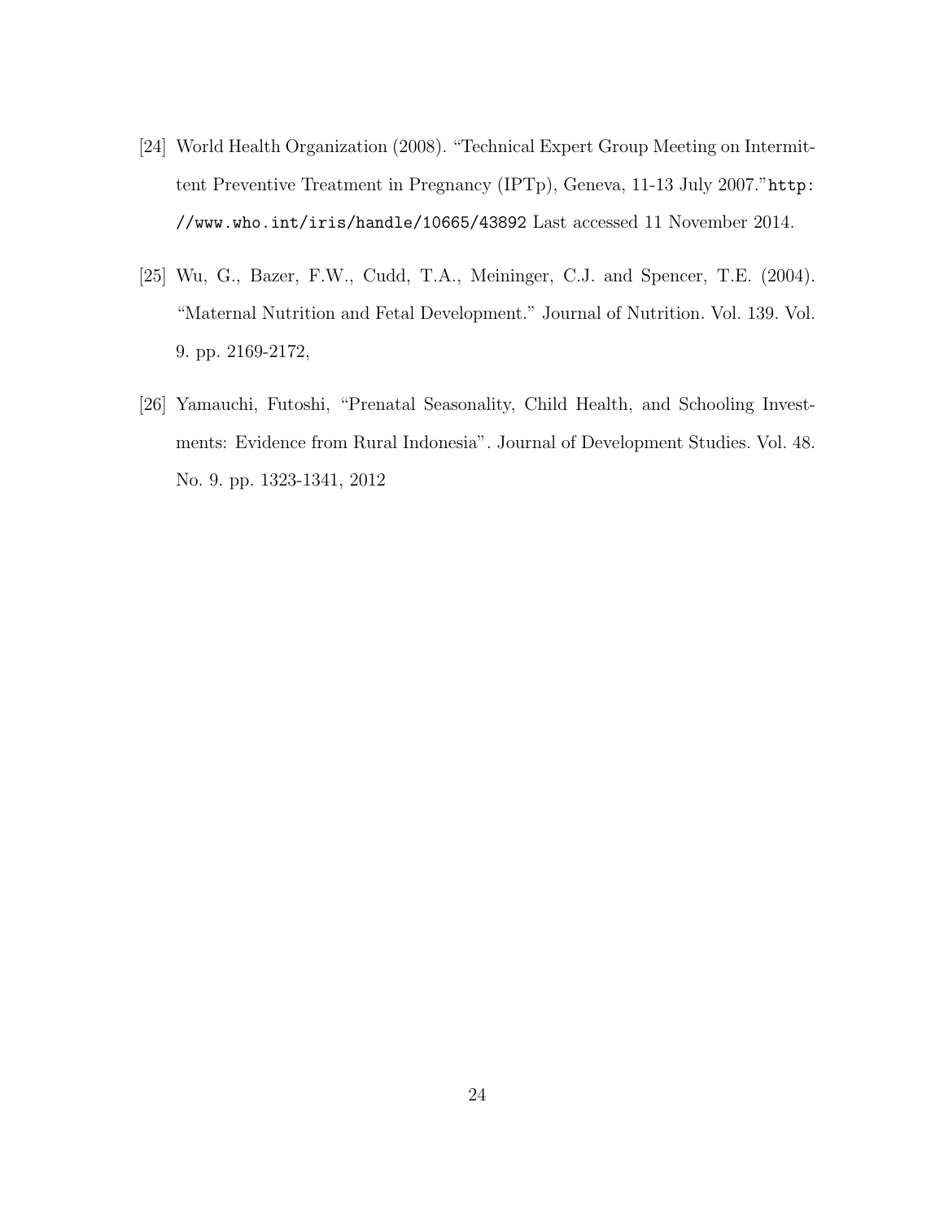[24] World Health Organization (2008). "Technical Expert Group Meeting on Intermittent Preventive Treatment in Pregnancy (IPTp), Geneva, 11-13 July 2007."`http://www.who.int/iris/handle/10665/43892` Last accessed 11 November 2014.

[25] Wu, G., Bazer, F.W., Cudd, T.A., Meininger, C.J. and Spencer, T.E. (2004). "Maternal Nutrition and Fetal Development." Journal of Nutrition. Vol. 139. Vol. 9. pp. 2169-2172,

[26] Yamauchi, Futoshi, "Prenatal Seasonality, Child Health, and Schooling Investments: Evidence from Rural Indonesia". Journal of Development Studies. Vol. 48. No. 9. pp. 1323-1341, 2012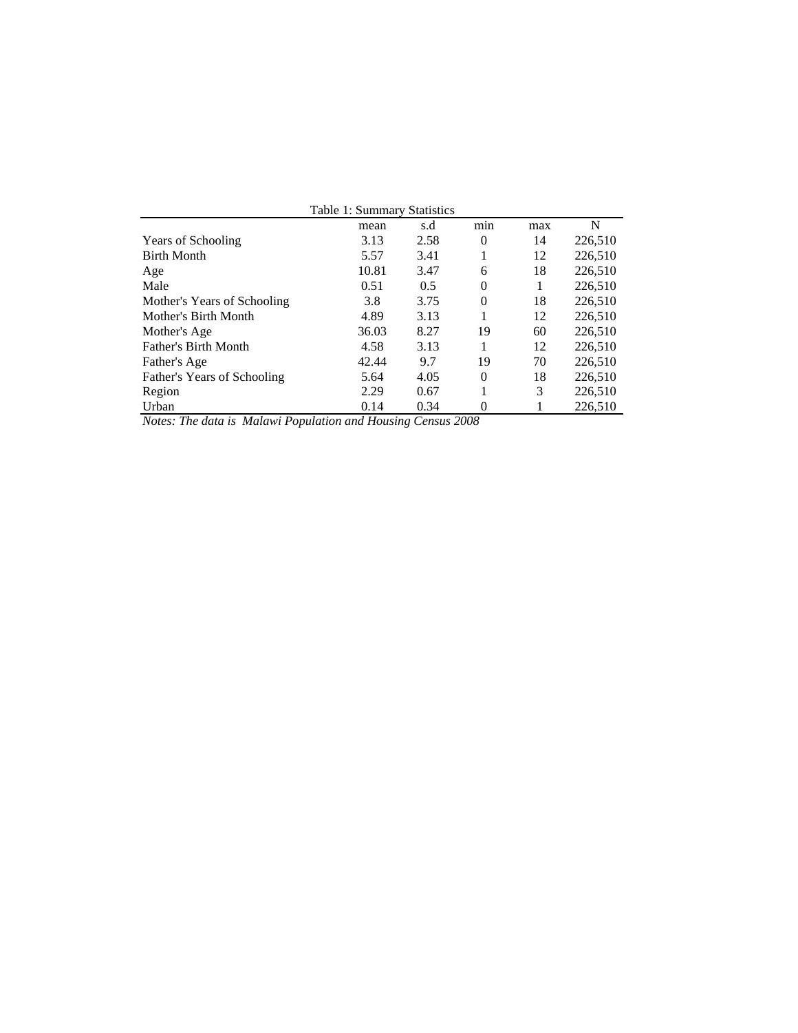Table 1: Summary Statistics

| | mean | s.d | min | max | N |
|---|---|---|---|---|---|
| Years of Schooling | 3.13 | 2.58 | 0 | 14 | 226,510 |
| Birth Month | 5.57 | 3.41 | 1 | 12 | 226,510 |
| Age | 10.81 | 3.47 | 6 | 18 | 226,510 |
| Male | 0.51 | 0.5 | 0 | 1 | 226,510 |
| Mother's Years of Schooling | 3.8 | 3.75 | 0 | 18 | 226,510 |
| Mother's Birth Month | 4.89 | 3.13 | 1 | 12 | 226,510 |
| Mother's Age | 36.03 | 8.27 | 19 | 60 | 226,510 |
| Father's Birth Month | 4.58 | 3.13 | 1 | 12 | 226,510 |
| Father's Age | 42.44 | 9.7 | 19 | 70 | 226,510 |
| Father's Years of Schooling | 5.64 | 4.05 | 0 | 18 | 226,510 |
| Region | 2.29 | 0.67 | 1 | 3 | 226,510 |
| Urban | 0.14 | 0.34 | 0 | 1 | 226,510 |

*Notes: The data is Malawi Population and Housing Census 2008*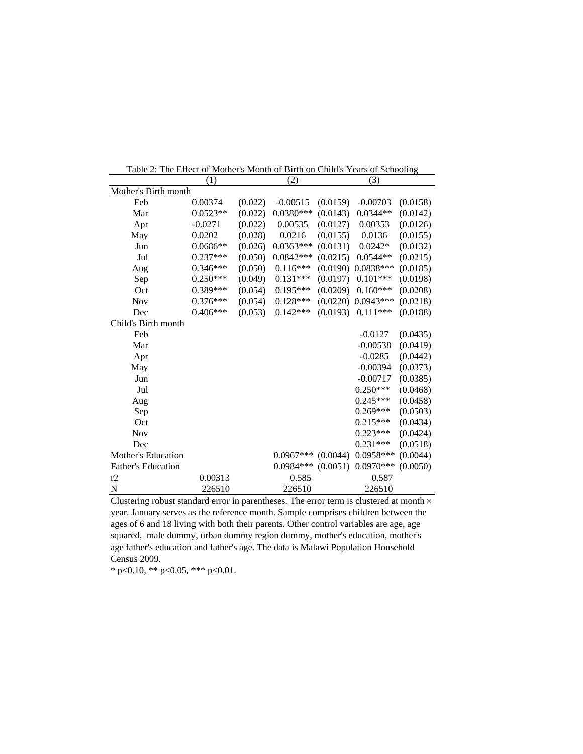Table 2: The Effect of Mother's Month of Birth on Child's Years of Schooling

| | (1) | | (2) | | (3) | |
|---|---|---|---|---|---|---|
| Mother's Birth month | | | | | | |
| Feb | 0.00374 | (0.022) | -0.00515 | (0.0159) | -0.00703 | (0.0158) |
| Mar | 0.0523** | (0.022) | 0.0380*** | (0.0143) | 0.0344** | (0.0142) |
| Apr | -0.0271 | (0.022) | 0.00535 | (0.0127) | 0.00353 | (0.0126) |
| May | 0.0202 | (0.028) | 0.0216 | (0.0155) | 0.0136 | (0.0155) |
| Jun | 0.0686** | (0.026) | 0.0363*** | (0.0131) | 0.0242* | (0.0132) |
| Jul | 0.237*** | (0.050) | 0.0842*** | (0.0215) | 0.0544** | (0.0215) |
| Aug | 0.346*** | (0.050) | 0.116*** | (0.0190) | 0.0838*** | (0.0185) |
| Sep | 0.250*** | (0.049) | 0.131*** | (0.0197) | 0.101*** | (0.0198) |
| Oct | 0.389*** | (0.054) | 0.195*** | (0.0209) | 0.160*** | (0.0208) |
| Nov | 0.376*** | (0.054) | 0.128*** | (0.0220) | 0.0943*** | (0.0218) |
| Dec | 0.406*** | (0.053) | 0.142*** | (0.0193) | 0.111*** | (0.0188) |
| Child's Birth month | | | | | | |
| Feb | | | | | -0.0127 | (0.0435) |
| Mar | | | | | -0.00538 | (0.0419) |
| Apr | | | | | -0.0285 | (0.0442) |
| May | | | | | -0.00394 | (0.0373) |
| Jun | | | | | -0.00717 | (0.0385) |
| Jul | | | | | 0.250*** | (0.0468) |
| Aug | | | | | 0.245*** | (0.0458) |
| Sep | | | | | 0.269*** | (0.0503) |
| Oct | | | | | 0.215*** | (0.0434) |
| Nov | | | | | 0.223*** | (0.0424) |
| Dec | | | | | 0.231*** | (0.0518) |
| Mother's Education | | | 0.0967*** | (0.0044) | 0.0958*** | (0.0044) |
| Father's Education | | | 0.0984*** | (0.0051) | 0.0970*** | (0.0050) |
| r2 | 0.00313 | | 0.585 | | 0.587 | |
| N | 226510 | | 226510 | | 226510 | |

Clustering robust standard error in parentheses. The error term is clustered at month × year. January serves as the reference month. Sample comprises children between the ages of 6 and 18 living with both their parents. Other control variables are age, age squared, male dummy, urban dummy region dummy, mother's education, mother's age father's education and father's age. The data is Malawi Population Household Census 2009.

* p<0.10, ** p<0.05, *** p<0.01.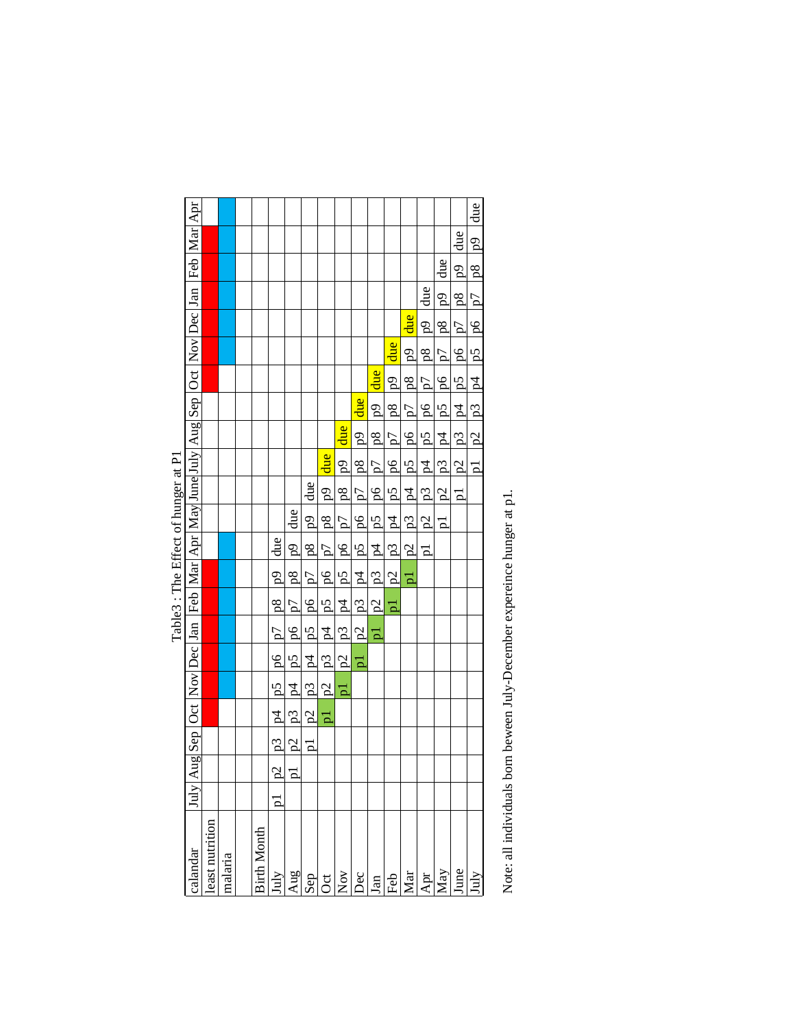Table3 : The Effect of hunger at P1

| calandar | July | Aug | Sep | Oct | Nov | Dec | Jan | Feb | Mar | Apr | May | June | July | Aug | Sep | Oct | Nov | Dec | Jan | Feb | Mar | Apr |
|---|---|---|---|---|---|---|---|---|---|---|---|---|---|---|---|---|---|---|---|---|---|---|
| least nutrition | | | | | | | | | | | | | | | | | | | | | | |
| malaria | | | | | | | | | | | | | | | | | | | | | | |
| | | | | | | | | | | | | | | | | | | | | | | |
| Birth Month | | | | | | | | | | | | | | | | | | | | | | |
| July | p1 | p2 | p3 | p4 | p5 | p6 | p7 | p8 | p9 | due | | | | | | | | | | | | |
| Aug | | p1 | p2 | p3 | p4 | p5 | p6 | p7 | p8 | p9 | due | | | | | | | | | | | |
| Sep | | | p1 | p2 | p3 | p4 | p5 | p6 | p7 | p8 | p9 | due | | | | | | | | | | |
| Oct | | | | p1 | p2 | p3 | p4 | p5 | p6 | p7 | p8 | p9 | due | | | | | | | | | |
| Nov | | | | | p1 | p2 | p3 | p4 | p5 | p6 | p7 | p8 | p9 | due | | | | | | | | |
| Dec | | | | | | p1 | p2 | p3 | p4 | p5 | p6 | p7 | p8 | p9 | due | | | | | | | |
| Jan | | | | | | | p1 | p2 | p3 | p4 | p5 | p6 | p7 | p8 | p9 | due | | | | | | |
| Feb | | | | | | | | p1 | p2 | p3 | p4 | p5 | p6 | p7 | p8 | p9 | due | | | | | |
| Mar | | | | | | | | | p1 | p2 | p3 | p4 | p5 | p6 | p7 | p8 | p9 | due | | | | |
| Apr | | | | | | | | | | p1 | p2 | p3 | p4 | p5 | p6 | p7 | p8 | p9 | due | | | |
| May | | | | | | | | | | | p1 | p2 | p3 | p4 | p5 | p6 | p7 | p8 | p9 | due | | |
| June | | | | | | | | | | | | p1 | p2 | p3 | p4 | p5 | p6 | p7 | p8 | p9 | due | |
| July | | | | | | | | | | | | | p1 | p2 | p3 | p4 | p5 | p6 | p7 | p8 | p9 | due |

Note: all individuals born beween July-December expereince hunger at p1.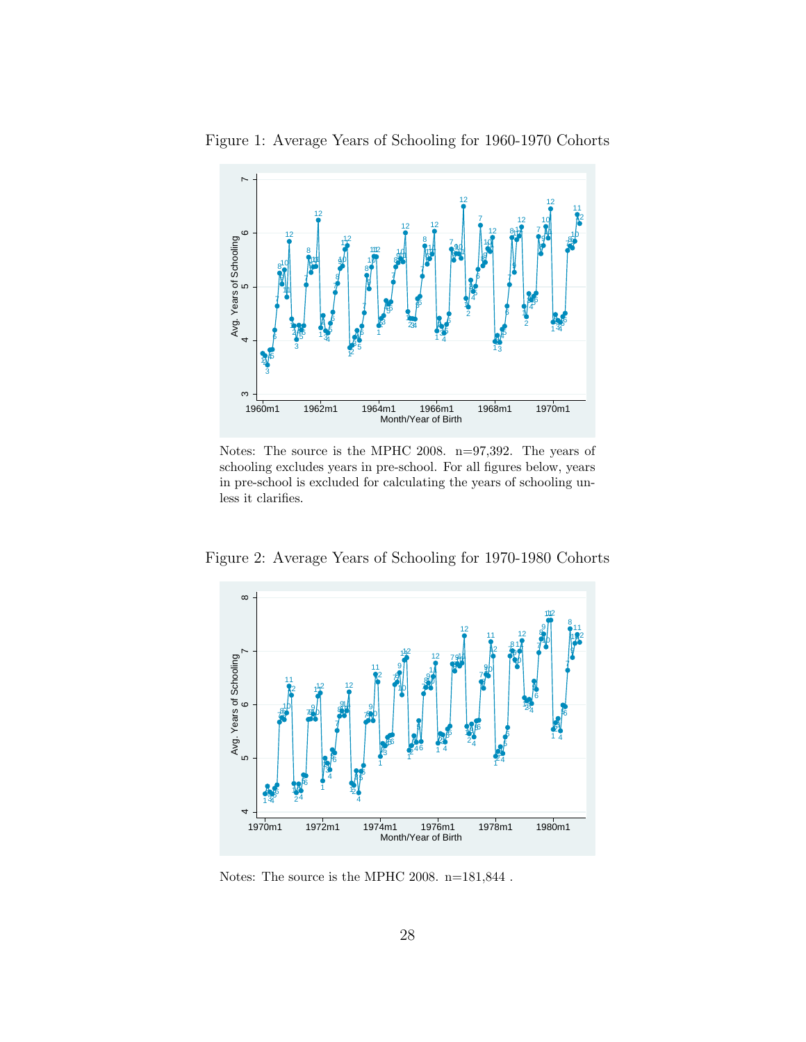Figure 1: Average Years of Schooling for 1960-1970 Cohorts

Notes: The source is the MPHC 2008. n=97,392. The years of schooling excludes years in pre-school. For all figures below, years in pre-school is excluded for calculating the years of schooling unless it clarifies.

Figure 2: Average Years of Schooling for 1970-1980 Cohorts

Notes: The source is the MPHC 2008. n=181,844 .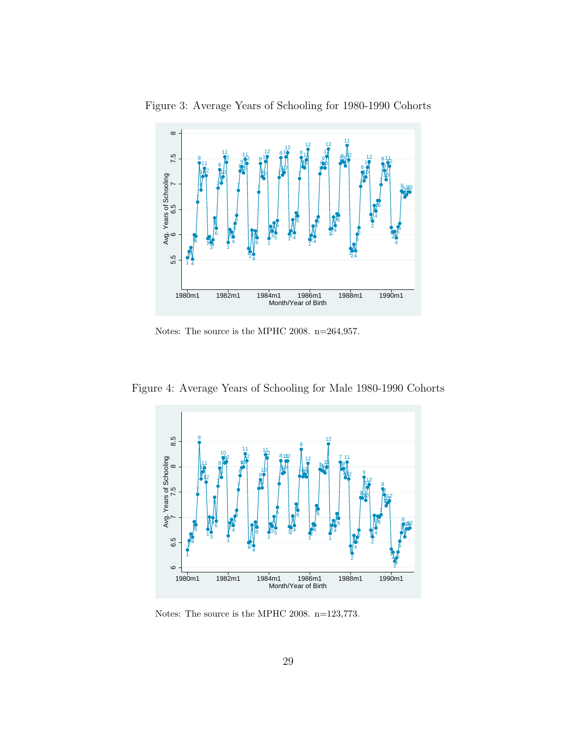Figure 3: Average Years of Schooling for 1980-1990 Cohorts

Notes: The source is the MPHC 2008. n=264,957.

Figure 4: Average Years of Schooling for Male 1980-1990 Cohorts

Notes: The source is the MPHC 2008. n=123,773.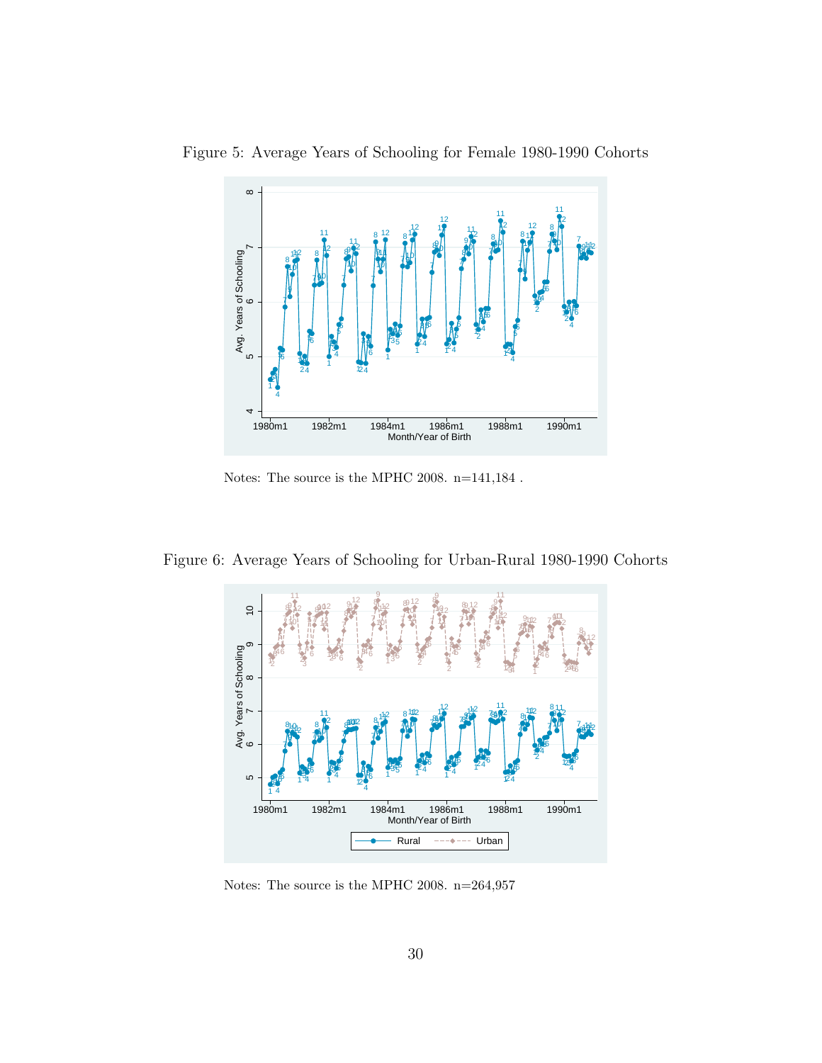Figure 5: Average Years of Schooling for Female 1980-1990 Cohorts

Notes: The source is the MPHC 2008. n=141,184 .

Figure 6: Average Years of Schooling for Urban-Rural 1980-1990 Cohorts

Notes: The source is the MPHC 2008. n=264,957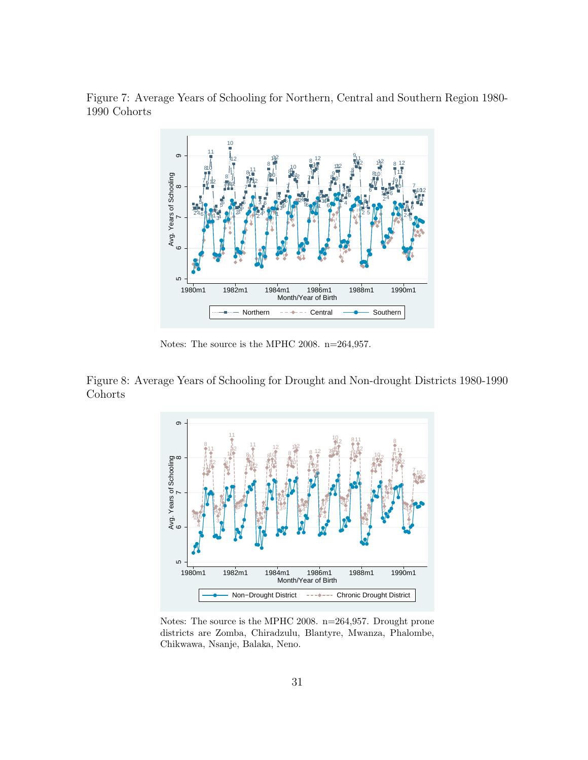Figure 7: Average Years of Schooling for Northern, Central and Southern Region 1980-1990 Cohorts

Notes: The source is the MPHC 2008. n=264,957.

Figure 8: Average Years of Schooling for Drought and Non-drought Districts 1980-1990 Cohorts

Notes: The source is the MPHC 2008. n=264,957. Drought prone districts are Zomba, Chiradzulu, Blantyre, Mwanza, Phalombe, Chikwawa, Nsanje, Balaka, Neno.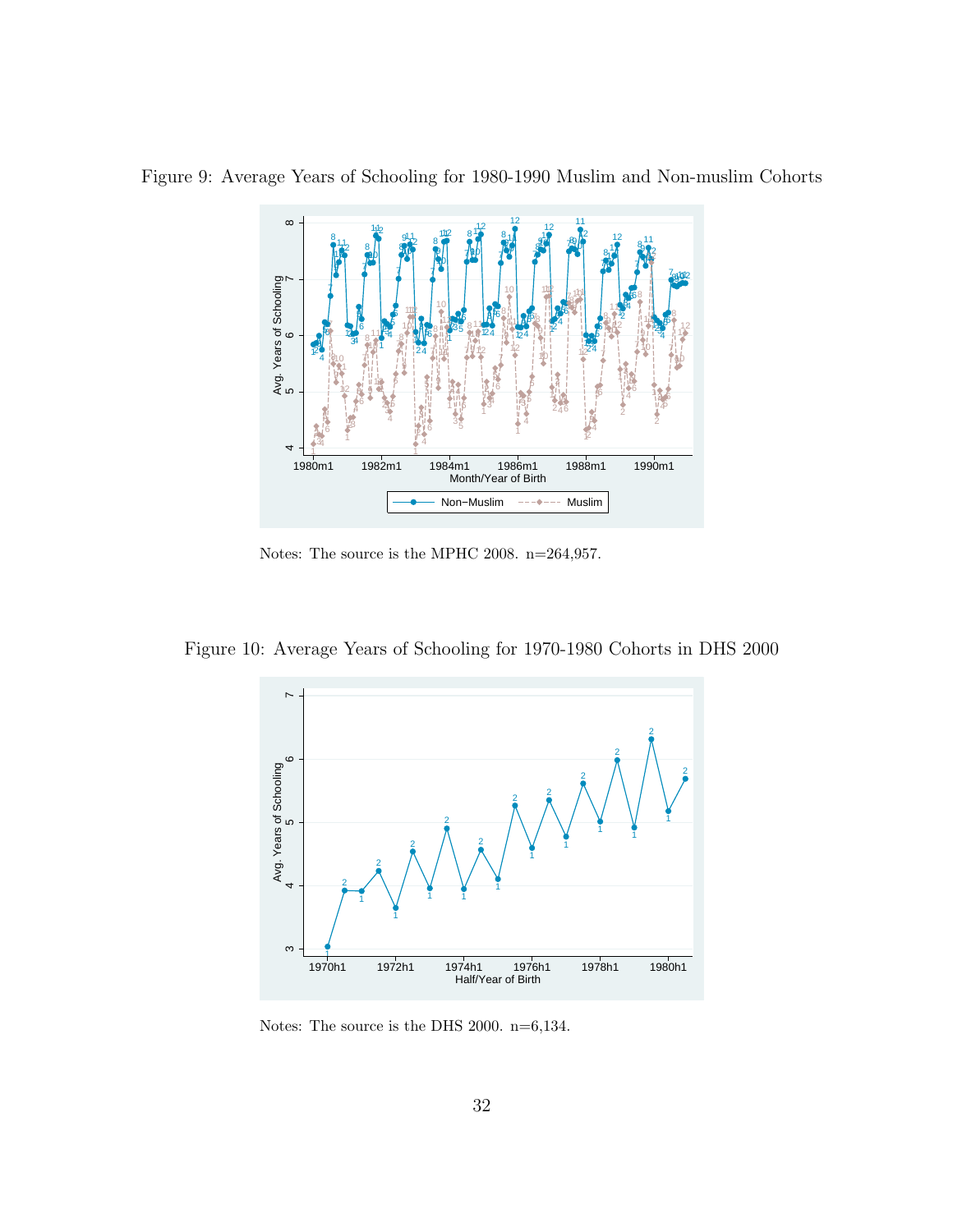Figure 9: Average Years of Schooling for 1980-1990 Muslim and Non-muslim Cohorts

Notes: The source is the MPHC 2008. n=264,957.

Figure 10: Average Years of Schooling for 1970-1980 Cohorts in DHS 2000

Notes: The source is the DHS 2000. n=6,134.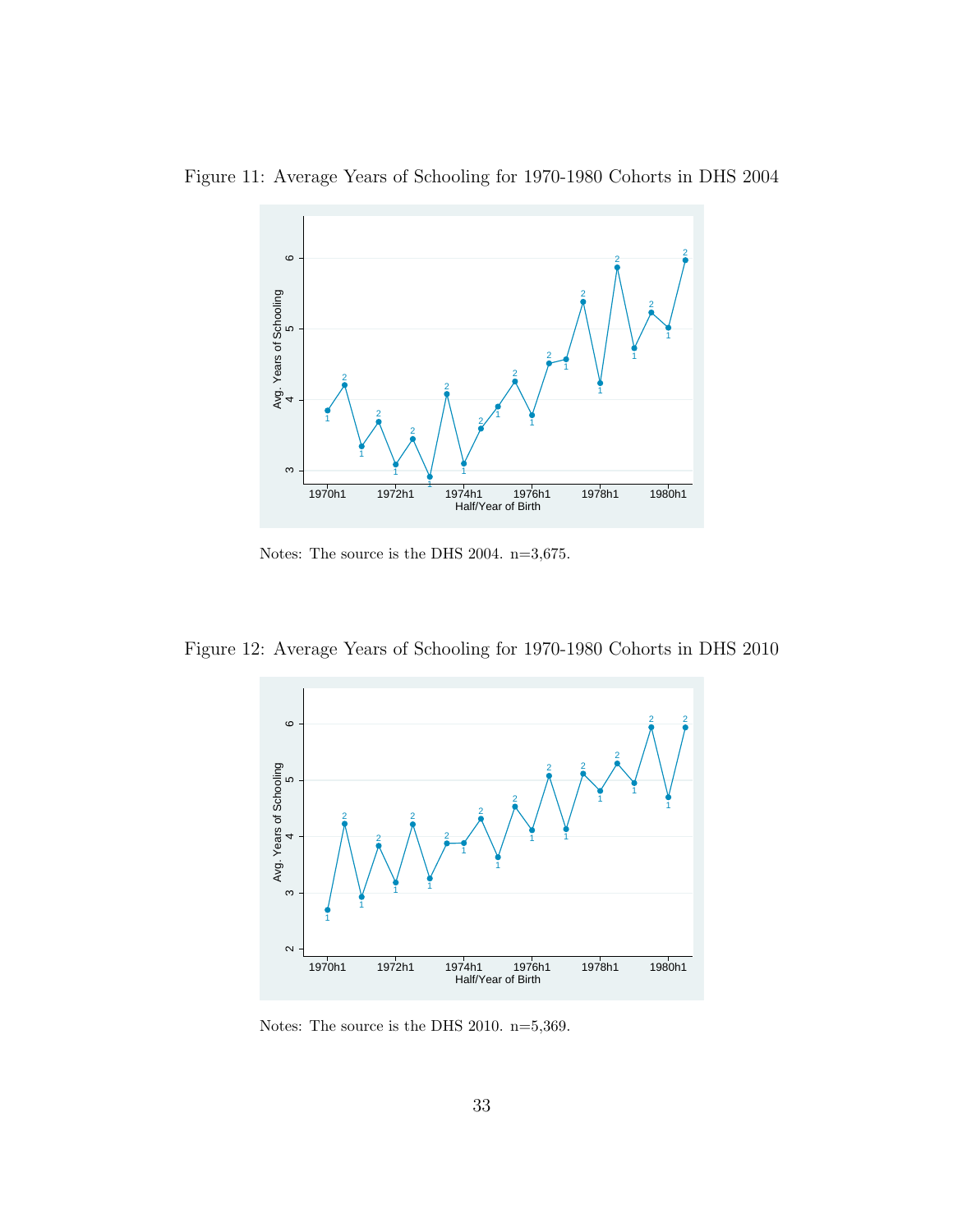Figure 11: Average Years of Schooling for 1970-1980 Cohorts in DHS 2004

Notes: The source is the DHS 2004. n=3,675.

Figure 12: Average Years of Schooling for 1970-1980 Cohorts in DHS 2010

Notes: The source is the DHS 2010. n=5,369.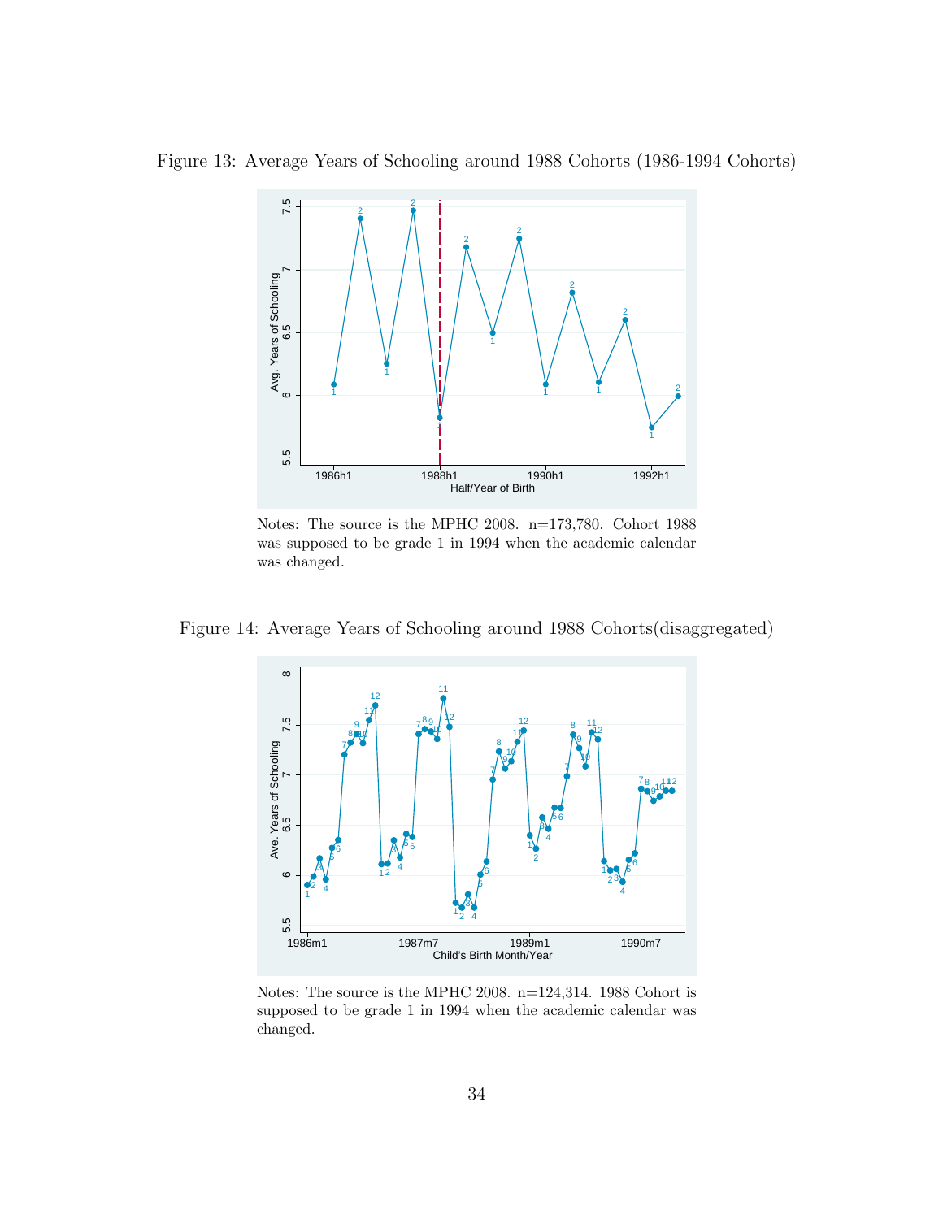Figure 13: Average Years of Schooling around 1988 Cohorts (1986-1994 Cohorts)

Notes: The source is the MPHC 2008. n=173,780. Cohort 1988 was supposed to be grade 1 in 1994 when the academic calendar was changed.

Figure 14: Average Years of Schooling around 1988 Cohorts(disaggregated)

Notes: The source is the MPHC 2008. n=124,314. 1988 Cohort is supposed to be grade 1 in 1994 when the academic calendar was changed.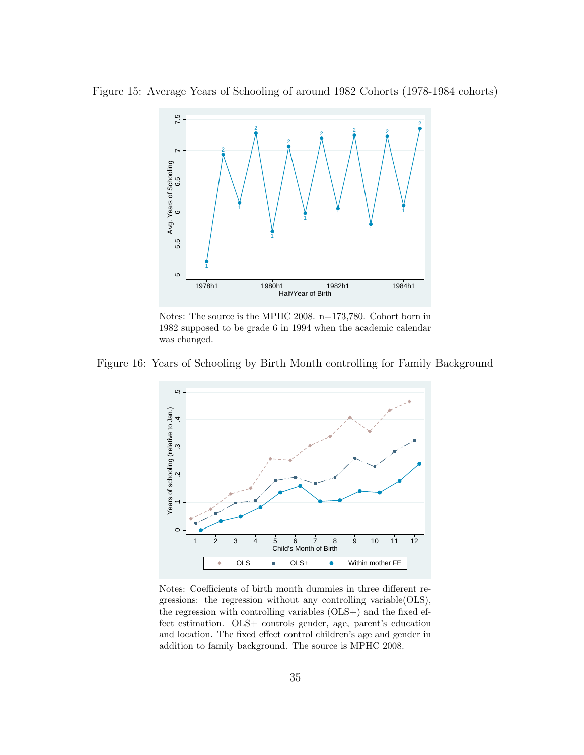Figure 15: Average Years of Schooling of around 1982 Cohorts (1978-1984 cohorts)

Notes: The source is the MPHC 2008. n=173,780. Cohort born in 1982 supposed to be grade 6 in 1994 when the academic calendar was changed.

Figure 16: Years of Schooling by Birth Month controlling for Family Background

Notes: Coefficients of birth month dummies in three different regressions: the regression without any controlling variable(OLS), the regression with controlling variables (OLS+) and the fixed effect estimation. OLS+ controls gender, age, parent's education and location. The fixed effect control children's age and gender in addition to family background. The source is MPHC 2008.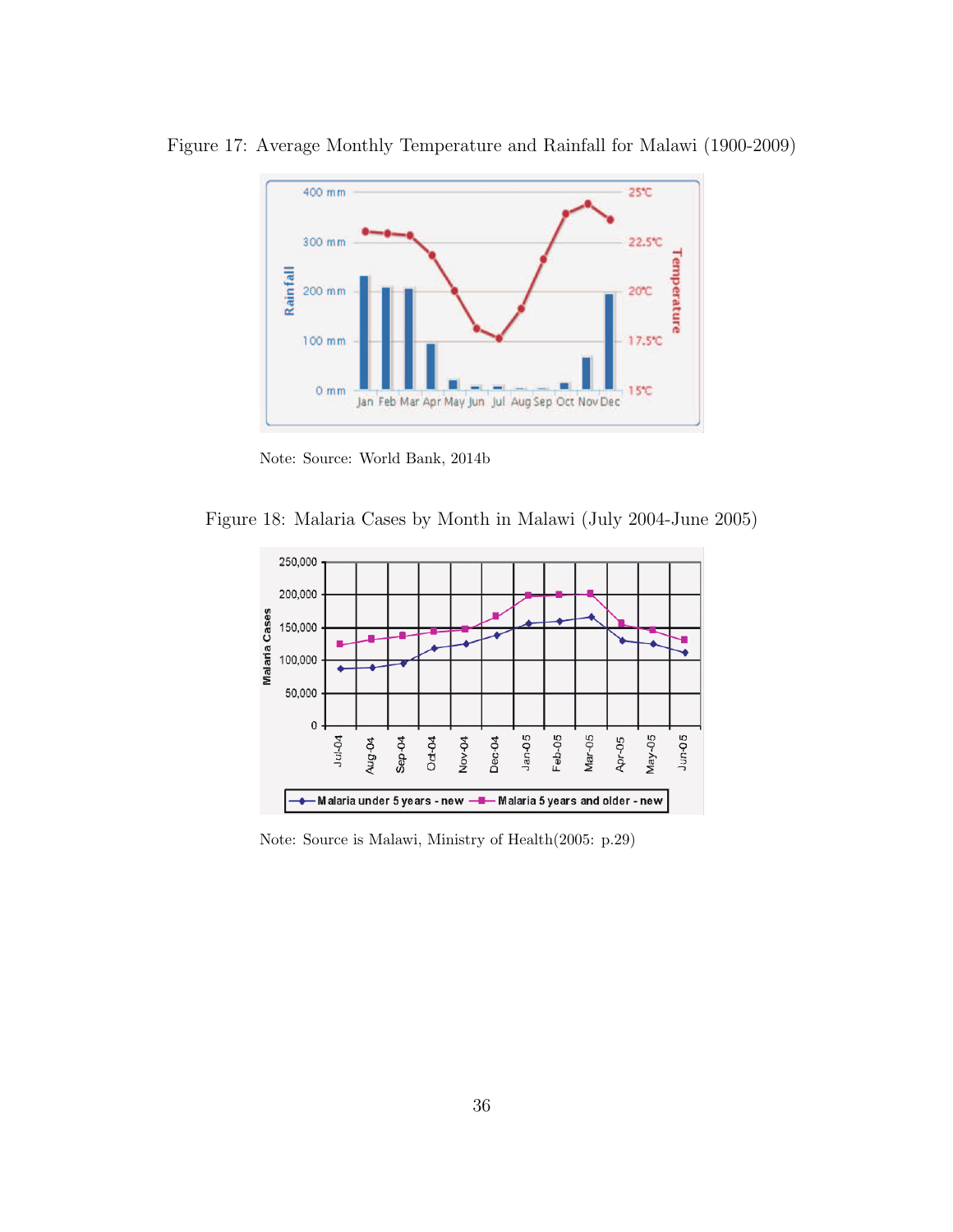Figure 17: Average Monthly Temperature and Rainfall for Malawi (1900-2009)

Note: Source: World Bank, 2014b

Figure 18: Malaria Cases by Month in Malawi (July 2004-June 2005)

Note: Source is Malawi, Ministry of Health(2005: p.29)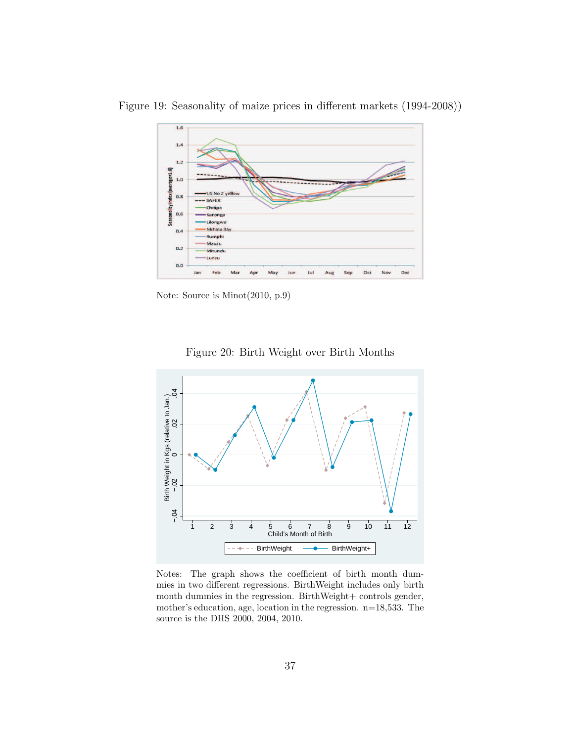Figure 19: Seasonality of maize prices in different markets (1994-2008))

Note: Source is Minot(2010, p.9)

Figure 20: Birth Weight over Birth Months

Notes: The graph shows the coefficient of birth month dummies in two different regressions. BirthWeight includes only birth month dummies in the regression. BirthWeight+ controls gender, mother's education, age, location in the regression. n=18,533. The source is the DHS 2000, 2004, 2010.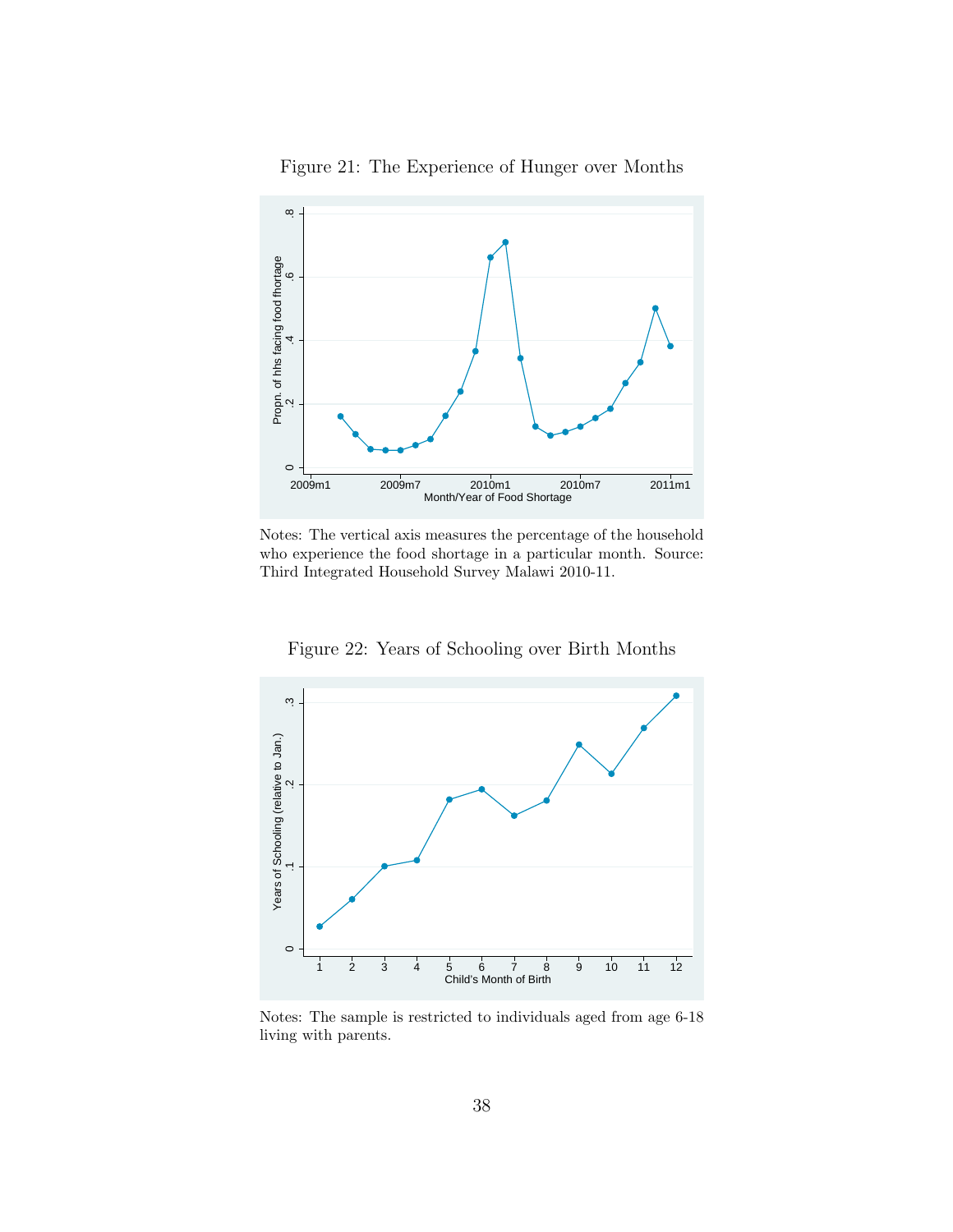Figure 21: The Experience of Hunger over Months

Notes: The vertical axis measures the percentage of the household who experience the food shortage in a particular month. Source: Third Integrated Household Survey Malawi 2010-11.

Figure 22: Years of Schooling over Birth Months

Notes: The sample is restricted to individuals aged from age 6-18 living with parents.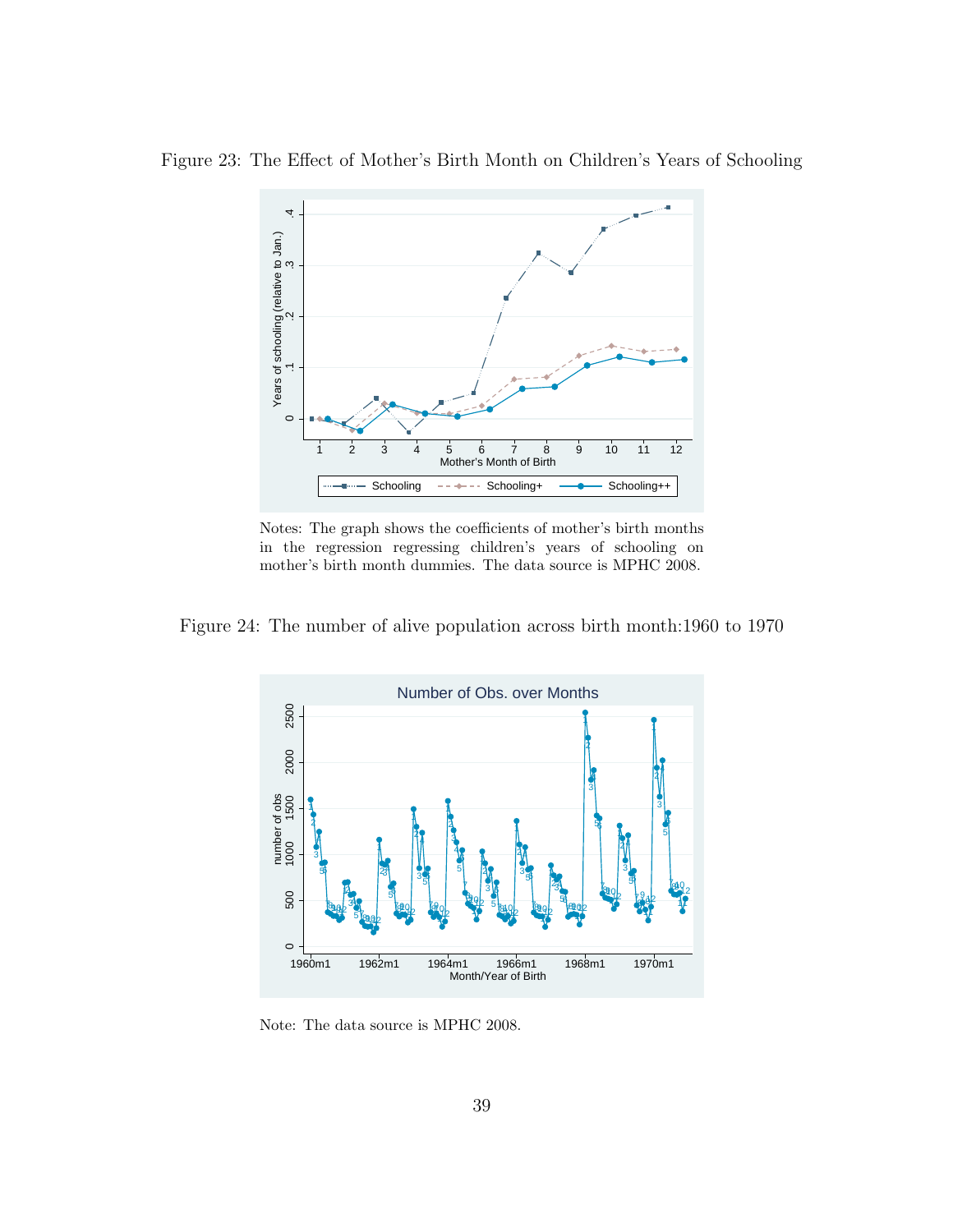Figure 23: The Effect of Mother's Birth Month on Children's Years of Schooling

Notes: The graph shows the coefficients of mother's birth months in the regression regressing children's years of schooling on mother's birth month dummies. The data source is MPHC 2008.

Figure 24: The number of alive population across birth month:1960 to 1970

Note: The data source is MPHC 2008.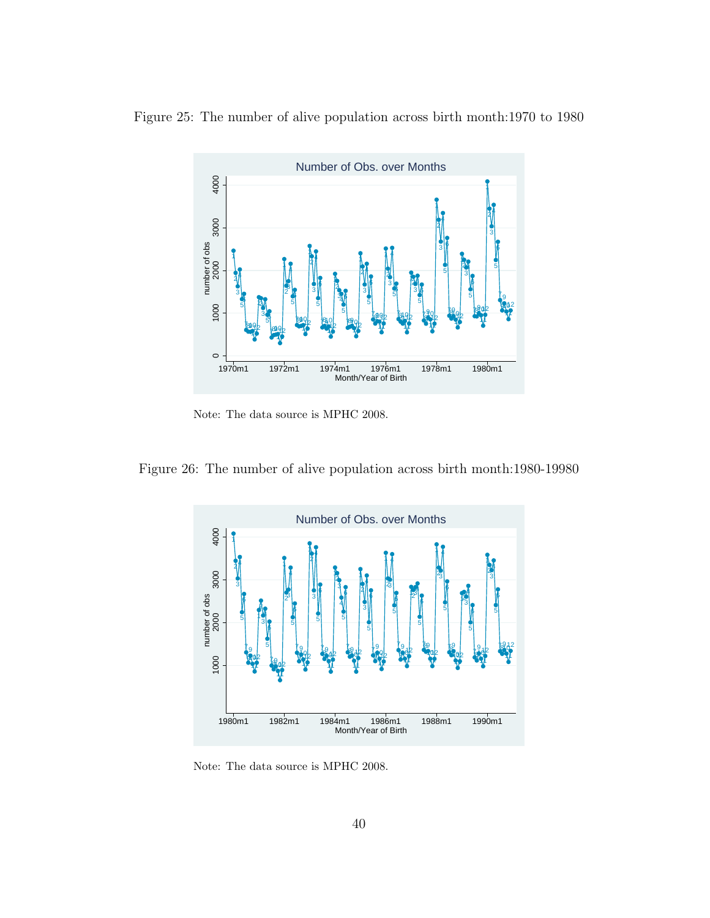Figure 25: The number of alive population across birth month:1970 to 1980

Note: The data source is MPHC 2008.

Figure 26: The number of alive population across birth month:1980-19980

Note: The data source is MPHC 2008.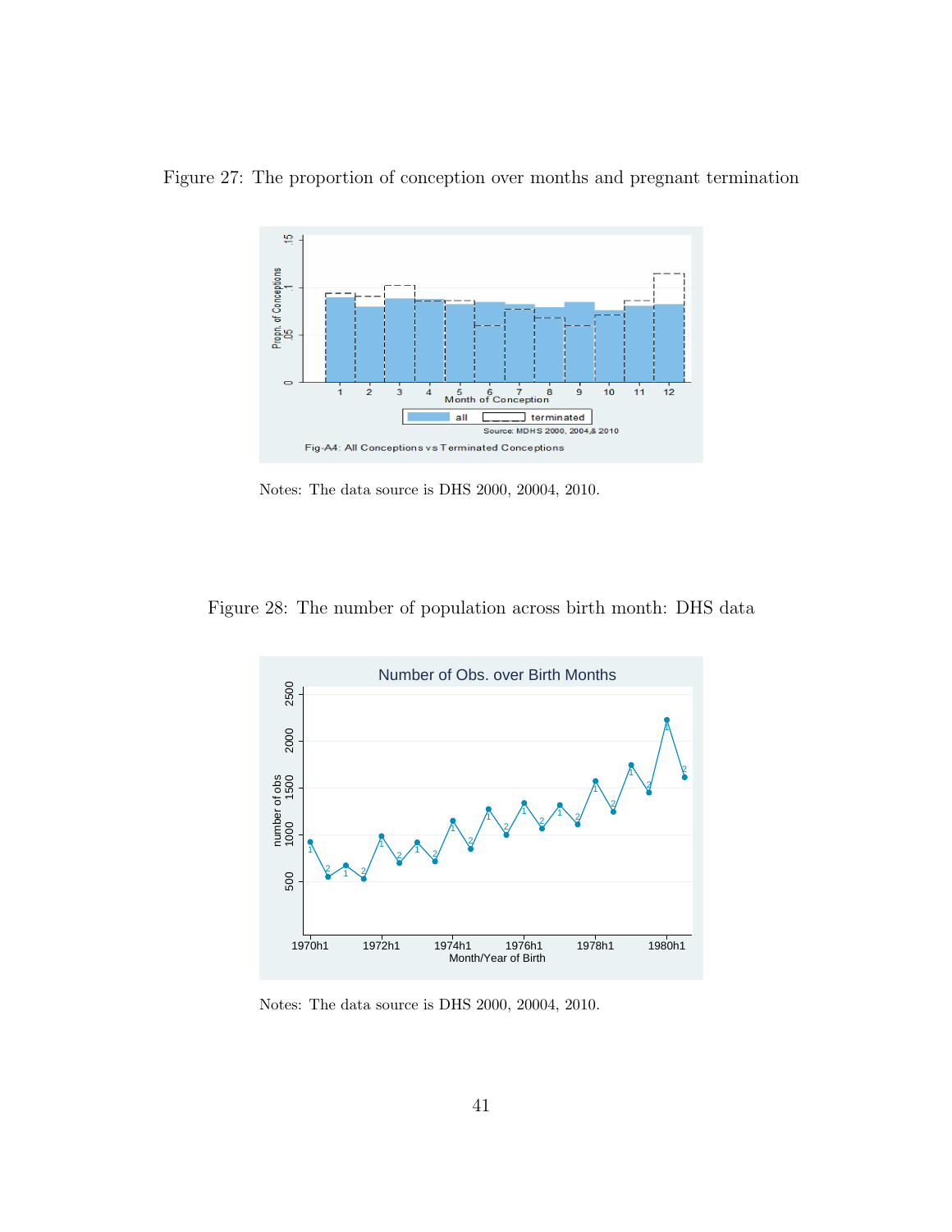Figure 27: The proportion of conception over months and pregnant termination

Notes: The data source is DHS 2000, 20004, 2010.

Figure 28: The number of population across birth month: DHS data

Notes: The data source is DHS 2000, 20004, 2010.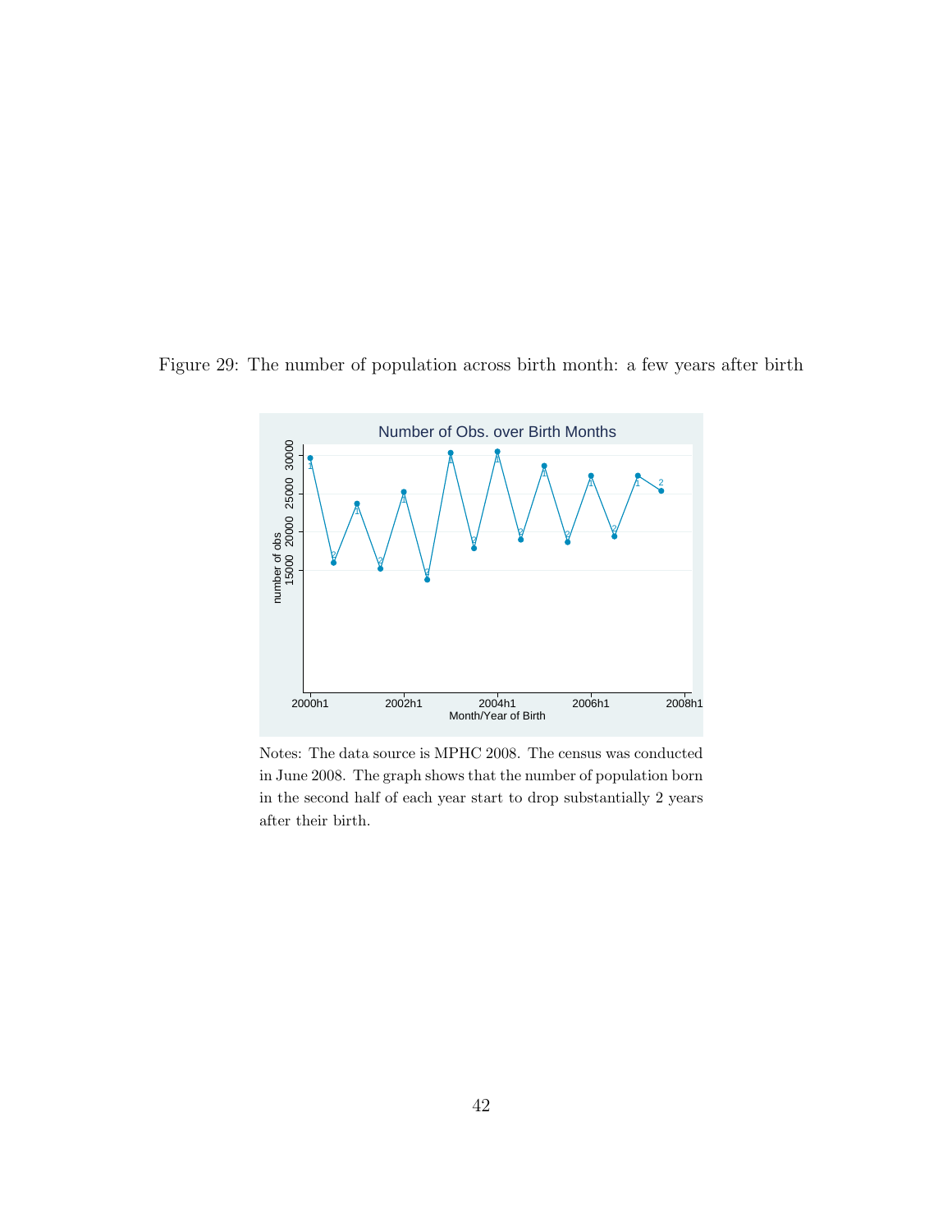Figure 29: The number of population across birth month: a few years after birth

Number of Obs. over Birth Months

number of obs

15000 20000 25000 30000

2000h1 2002h1 2004h1 2006h1 2008h1

Month/Year of Birth

Notes: The data source is MPHC 2008. The census was conducted in June 2008. The graph shows that the number of population born in the second half of each year start to drop substantially 2 years after their birth.